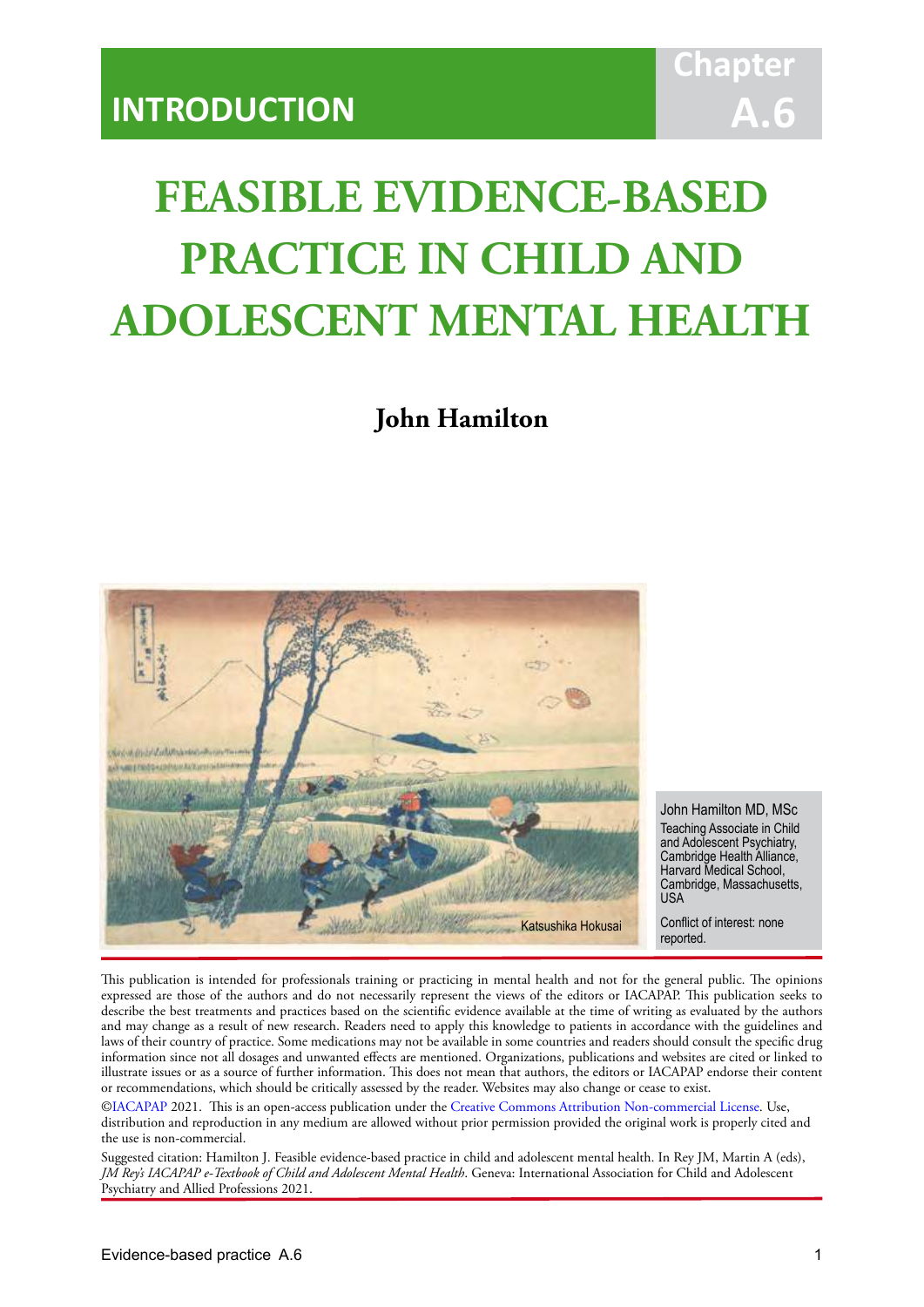INTRODUCTION

Chapter A.6

# FEASIBLE EVIDENCE-BASED PRACTICE IN CHILD AND ADOLESCENT MENTAL HEALTH

**John Hamilton**

Katsushika Hokusai

John Hamilton MD, MSc
Teaching Associate in Child and Adolescent Psychiatry, Cambridge Health Alliance, Harvard Medical School, Cambridge, Massachusetts, USA

Conflict of interest: none reported.

This publication is intended for professionals training or practicing in mental health and not for the general public. The opinions expressed are those of the authors and do not necessarily represent the views of the editors or IACAPAP. This publication seeks to describe the best treatments and practices based on the scientific evidence available at the time of writing as evaluated by the authors and may change as a result of new research. Readers need to apply this knowledge to patients in accordance with the guidelines and laws of their country of practice. Some medications may not be available in some countries and readers should consult the specific drug information since not all dosages and unwanted effects are mentioned. Organizations, publications and websites are cited or linked to illustrate issues or as a source of further information. This does not mean that authors, the editors or IACAPAP endorse their content or recommendations, which should be critically assessed by the reader. Websites may also change or cease to exist.

©IACAPAP 2021. This is an open-access publication under the Creative Commons Attribution Non-commercial License. Use, distribution and reproduction in any medium are allowed without prior permission provided the original work is properly cited and the use is non-commercial.

Suggested citation: Hamilton J. Feasible evidence-based practice in child and adolescent mental health. In Rey JM, Martin A (eds), *JM Rey's IACAPAP e-Textbook of Child and Adolescent Mental Health*. Geneva: International Association for Child and Adolescent Psychiatry and Allied Professions 2021.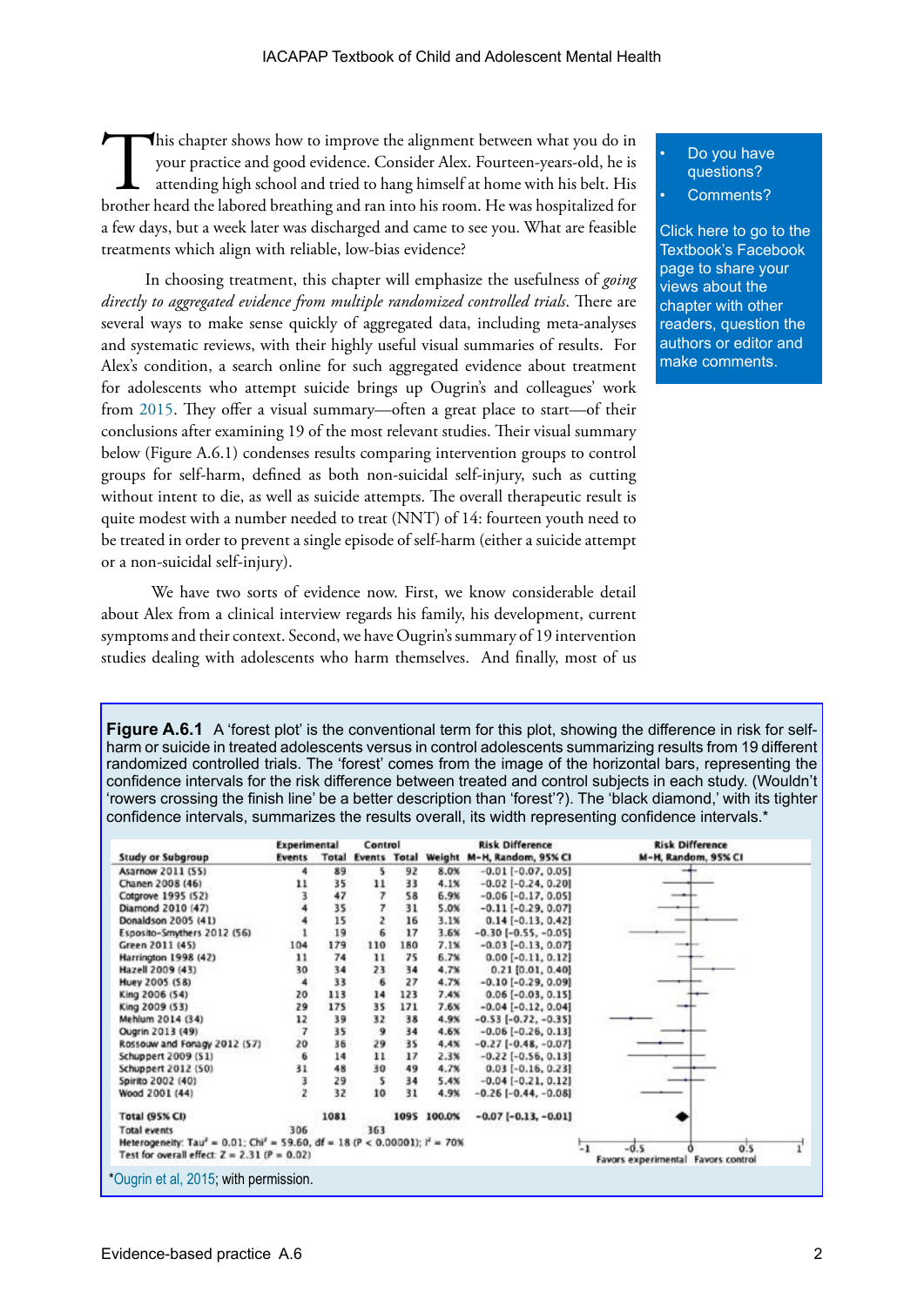This chapter shows how to improve the alignment between what you do in your practice and good evidence. Consider Alex. Fourteen-years-old, he is attending high school and tried to hang himself at home with his belt. His brother heard the labored breathing and ran into his room. He was hospitalized for a few days, but a week later was discharged and came to see you. What are feasible treatments which align with reliable, low-bias evidence?

In choosing treatment, this chapter will emphasize the usefulness of *going directly to aggregated evidence from multiple randomized controlled trials*. There are several ways to make sense quickly of aggregated data, including meta-analyses and systematic reviews, with their highly useful visual summaries of results. For Alex's condition, a search online for such aggregated evidence about treatment for adolescents who attempt suicide brings up Ougrin's and colleagues' work from 2015. They offer a visual summary—often a great place to start—of their conclusions after examining 19 of the most relevant studies. Their visual summary below (Figure A.6.1) condenses results comparing intervention groups to control groups for self-harm, defined as both non-suicidal self-injury, such as cutting without intent to die, as well as suicide attempts. The overall therapeutic result is quite modest with a number needed to treat (NNT) of 14: fourteen youth need to be treated in order to prevent a single episode of self-harm (either a suicide attempt or a non-suicidal self-injury).

We have two sorts of evidence now. First, we know considerable detail about Alex from a clinical interview regards his family, his development, current symptoms and their context. Second, we have Ougrin's summary of 19 intervention studies dealing with adolescents who harm themselves. And finally, most of us

- Do you have questions?
- Comments?

Click here to go to the Textbook's Facebook page to share your views about the chapter with other readers, question the authors or editor and make comments.

**Figure A.6.1** A 'forest plot' is the conventional term for this plot, showing the difference in risk for self-harm or suicide in treated adolescents versus in control adolescents summarizing results from 19 different randomized controlled trials. The 'forest' comes from the image of the horizontal bars, representing the confidence intervals for the risk difference between treated and control subjects in each study. (Wouldn't 'rowers crossing the finish line' be a better description than 'forest'?). The 'black diamond,' with its tighter confidence intervals, summarizes the results overall, its width representing confidence intervals.*

| Study or Subgroup | Experimental Events | Experimental Total | Control Events | Control Total | Weight | Risk Difference M-H, Random, 95% CI |
|---|---|---|---|---|---|---|
| Asarnow 2011 (55) | 4 | 89 | 5 | 92 | 8.0% | -0.01 [-0.07, 0.05] |
| Chanen 2008 (46) | 11 | 35 | 11 | 33 | 4.1% | -0.02 [-0.24, 0.20] |
| Cotgrove 1995 (52) | 3 | 47 | 7 | 58 | 6.9% | -0.06 [-0.17, 0.05] |
| Diamond 2010 (47) | 4 | 35 | 7 | 31 | 5.0% | -0.11 [-0.29, 0.07] |
| Donaldson 2005 (41) | 4 | 15 | 2 | 16 | 3.1% | 0.14 [-0.13, 0.42] |
| Esposito-Smythers 2012 (56) | 1 | 19 | 6 | 17 | 3.6% | -0.30 [-0.55, -0.05] |
| Green 2011 (45) | 104 | 179 | 110 | 180 | 7.1% | -0.03 [-0.13, 0.07] |
| Harrington 1998 (42) | 11 | 74 | 11 | 75 | 6.7% | 0.00 [-0.11, 0.12] |
| Hazell 2009 (43) | 30 | 34 | 23 | 34 | 4.7% | 0.21 [0.01, 0.40] |
| Huey 2005 (58) | 4 | 33 | 6 | 27 | 4.7% | -0.10 [-0.29, 0.09] |
| King 2006 (54) | 20 | 113 | 14 | 123 | 7.4% | 0.06 [-0.03, 0.15] |
| King 2009 (53) | 29 | 175 | 35 | 171 | 7.6% | -0.04 [-0.12, 0.04] |
| Mehlum 2014 (34) | 12 | 39 | 32 | 38 | 4.9% | -0.53 [-0.72, -0.35] |
| Ougrin 2013 (49) | 7 | 35 | 9 | 34 | 4.6% | -0.06 [-0.26, 0.13] |
| Rossouw and Fonagy 2012 (57) | 20 | 36 | 29 | 35 | 4.4% | -0.27 [-0.48, -0.07] |
| Schuppert 2009 (51) | 6 | 14 | 11 | 17 | 2.3% | -0.22 [-0.56, 0.13] |
| Schuppert 2012 (50) | 31 | 48 | 30 | 49 | 4.7% | 0.03 [-0.16, 0.23] |
| Spirito 2002 (40) | 3 | 29 | 5 | 34 | 5.4% | -0.04 [-0.21, 0.12] |
| Wood 2001 (44) | 2 | 32 | 10 | 31 | 4.9% | -0.26 [-0.44, -0.08] |
| **Total (95% CI)** | | 1081 | | 1095 | 100.0% | -0.07 [-0.13, -0.01] |
| Total events | 306 | | 363 | | | |

Heterogeneity: $Tau^2 = 0.01$; $Chi^2 = 59.60$, $df = 18$ ($P < 0.00001$); $I^2 = 70\%$

Test for overall effect: $Z = 2.31$ ($P = 0.02$)

Risk Difference M-H, Random, 95% CI (axis: -1, -0.5, 0, 0.5, 1; Favors experimental / Favors control)

*Ougrin et al, 2015; with permission.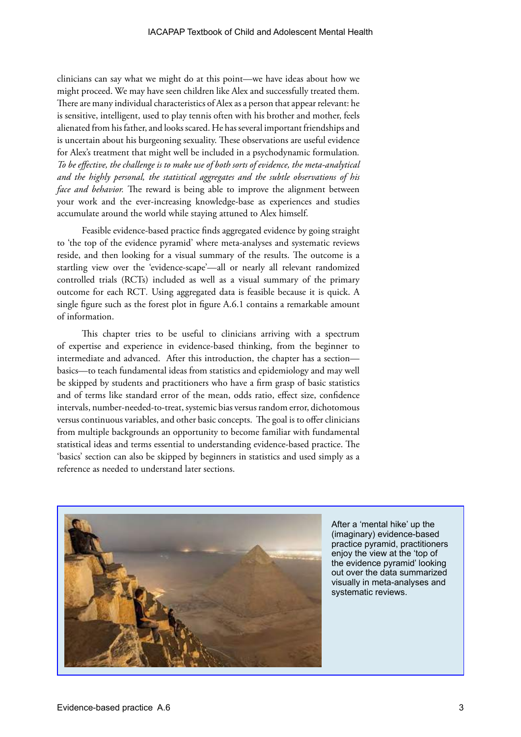clinicians can say what we might do at this point—we have ideas about how we might proceed. We may have seen children like Alex and successfully treated them. There are many individual characteristics of Alex as a person that appear relevant: he is sensitive, intelligent, used to play tennis often with his brother and mother, feels alienated from his father, and looks scared. He has several important friendships and is uncertain about his burgeoning sexuality. These observations are useful evidence for Alex's treatment that might well be included in a psychodynamic formulation. *To be effective, the challenge is to make use of both sorts of evidence, the meta-analytical and the highly personal, the statistical aggregates and the subtle observations of his face and behavior.* The reward is being able to improve the alignment between your work and the ever-increasing knowledge-base as experiences and studies accumulate around the world while staying attuned to Alex himself.

Feasible evidence-based practice finds aggregated evidence by going straight to 'the top of the evidence pyramid' where meta-analyses and systematic reviews reside, and then looking for a visual summary of the results. The outcome is a startling view over the 'evidence-scape'—all or nearly all relevant randomized controlled trials (RCTs) included as well as a visual summary of the primary outcome for each RCT. Using aggregated data is feasible because it is quick. A single figure such as the forest plot in figure A.6.1 contains a remarkable amount of information.

This chapter tries to be useful to clinicians arriving with a spectrum of expertise and experience in evidence-based thinking, from the beginner to intermediate and advanced. After this introduction, the chapter has a section—basics—to teach fundamental ideas from statistics and epidemiology and may well be skipped by students and practitioners who have a firm grasp of basic statistics and of terms like standard error of the mean, odds ratio, effect size, confidence intervals, number-needed-to-treat, systemic bias versus random error, dichotomous versus continuous variables, and other basic concepts. The goal is to offer clinicians from multiple backgrounds an opportunity to become familiar with fundamental statistical ideas and terms essential to understanding evidence-based practice. The 'basics' section can also be skipped by beginners in statistics and used simply as a reference as needed to understand later sections.

After a 'mental hike' up the (imaginary) evidence-based practice pyramid, practitioners enjoy the view at the 'top of the evidence pyramid' looking out over the data summarized visually in meta-analyses and systematic reviews.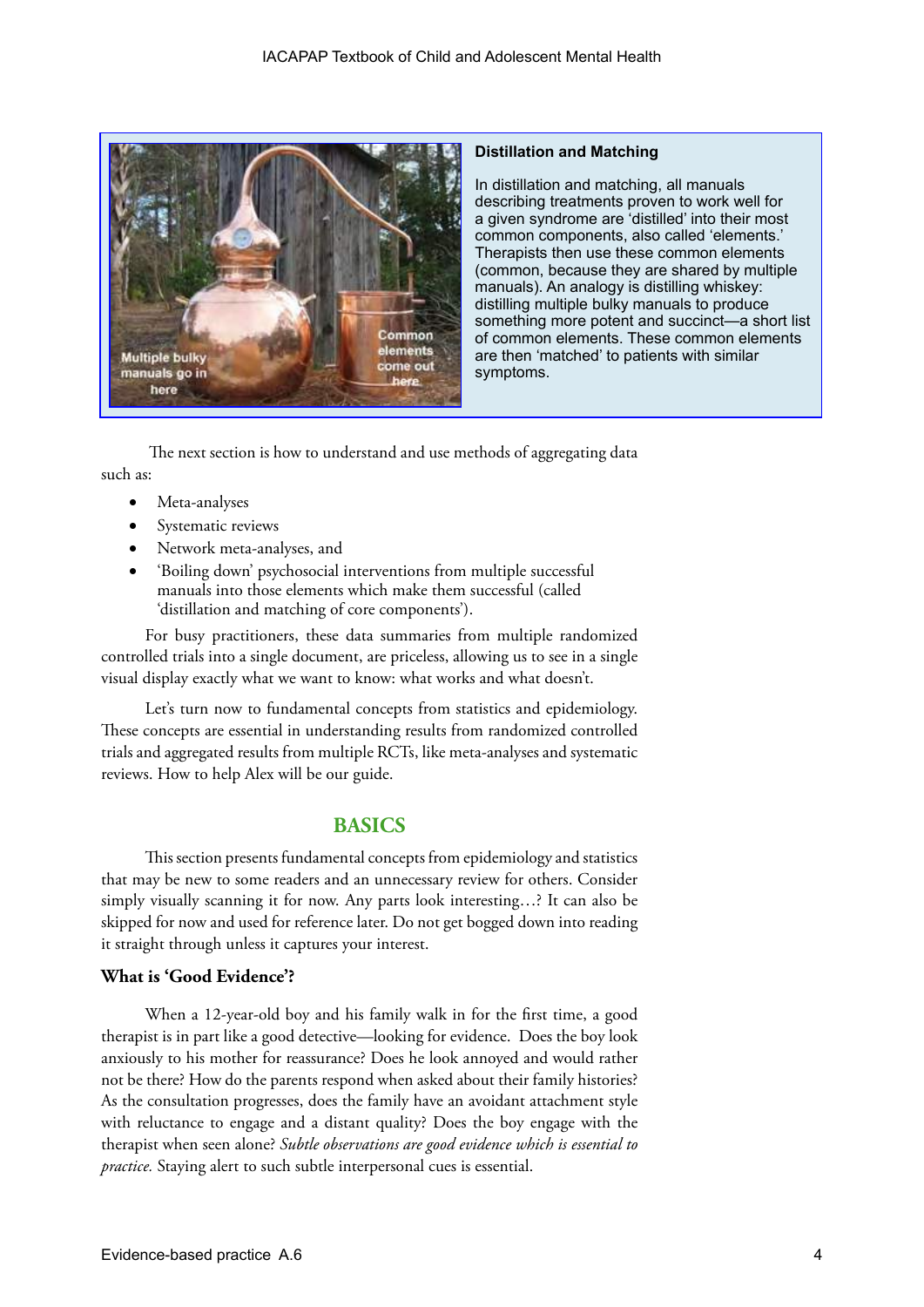**Distillation and Matching**

In distillation and matching, all manuals describing treatments proven to work well for a given syndrome are 'distilled' into their most common components, also called 'elements.' Therapists then use these common elements (common, because they are shared by multiple manuals). An analogy is distilling whiskey: distilling multiple bulky manuals to produce something more potent and succinct—a short list of common elements. These common elements are then 'matched' to patients with similar symptoms.

The next section is how to understand and use methods of aggregating data such as:

- Meta-analyses
- Systematic reviews
- Network meta-analyses, and
- 'Boiling down' psychosocial interventions from multiple successful manuals into those elements which make them successful (called 'distillation and matching of core components').

For busy practitioners, these data summaries from multiple randomized controlled trials into a single document, are priceless, allowing us to see in a single visual display exactly what we want to know: what works and what doesn't.

Let's turn now to fundamental concepts from statistics and epidemiology. These concepts are essential in understanding results from randomized controlled trials and aggregated results from multiple RCTs, like meta-analyses and systematic reviews. How to help Alex will be our guide.

## BASICS

This section presents fundamental concepts from epidemiology and statistics that may be new to some readers and an unnecessary review for others. Consider simply visually scanning it for now. Any parts look interesting…? It can also be skipped for now and used for reference later. Do not get bogged down into reading it straight through unless it captures your interest.

### What is 'Good Evidence'?

When a 12-year-old boy and his family walk in for the first time, a good therapist is in part like a good detective—looking for evidence. Does the boy look anxiously to his mother for reassurance? Does he look annoyed and would rather not be there? How do the parents respond when asked about their family histories? As the consultation progresses, does the family have an avoidant attachment style with reluctance to engage and a distant quality? Does the boy engage with the therapist when seen alone? *Subtle observations are good evidence which is essential to practice.* Staying alert to such subtle interpersonal cues is essential.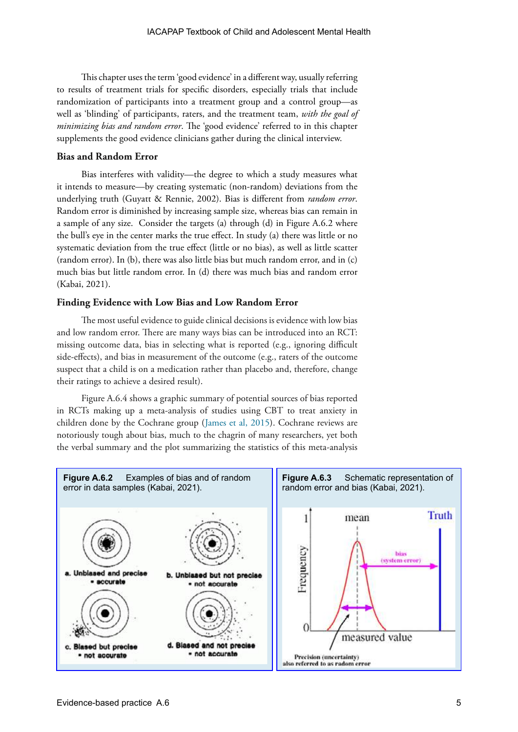This chapter uses the term 'good evidence' in a different way, usually referring to results of treatment trials for specific disorders, especially trials that include randomization of participants into a treatment group and a control group—as well as 'blinding' of participants, raters, and the treatment team, *with the goal of minimizing bias and random error*. The 'good evidence' referred to in this chapter supplements the good evidence clinicians gather during the clinical interview.

### Bias and Random Error

Bias interferes with validity—the degree to which a study measures what it intends to measure—by creating systematic (non-random) deviations from the underlying truth (Guyatt & Rennie, 2002). Bias is different from *random error*. Random error is diminished by increasing sample size, whereas bias can remain in a sample of any size. Consider the targets (a) through (d) in Figure A.6.2 where the bull's eye in the center marks the true effect. In study (a) there was little or no systematic deviation from the true effect (little or no bias), as well as little scatter (random error). In (b), there was also little bias but much random error, and in (c) much bias but little random error. In (d) there was much bias and random error (Kabai, 2021).

### Finding Evidence with Low Bias and Low Random Error

The most useful evidence to guide clinical decisions is evidence with low bias and low random error. There are many ways bias can be introduced into an RCT: missing outcome data, bias in selecting what is reported (e.g., ignoring difficult side-effects), and bias in measurement of the outcome (e.g., raters of the outcome suspect that a child is on a medication rather than placebo and, therefore, change their ratings to achieve a desired result).

Figure A.6.4 shows a graphic summary of potential sources of bias reported in RCTs making up a meta-analysis of studies using CBT to treat anxiety in children done by the Cochrane group (James et al, 2015). Cochrane reviews are notoriously tough about bias, much to the chagrin of many researchers, yet both the verbal summary and the plot summarizing the statistics of this meta-analysis

**Figure A.6.2** Examples of bias and of random error in data samples (Kabai, 2021).

**Figure A.6.3** Schematic representation of random error and bias (Kabai, 2021).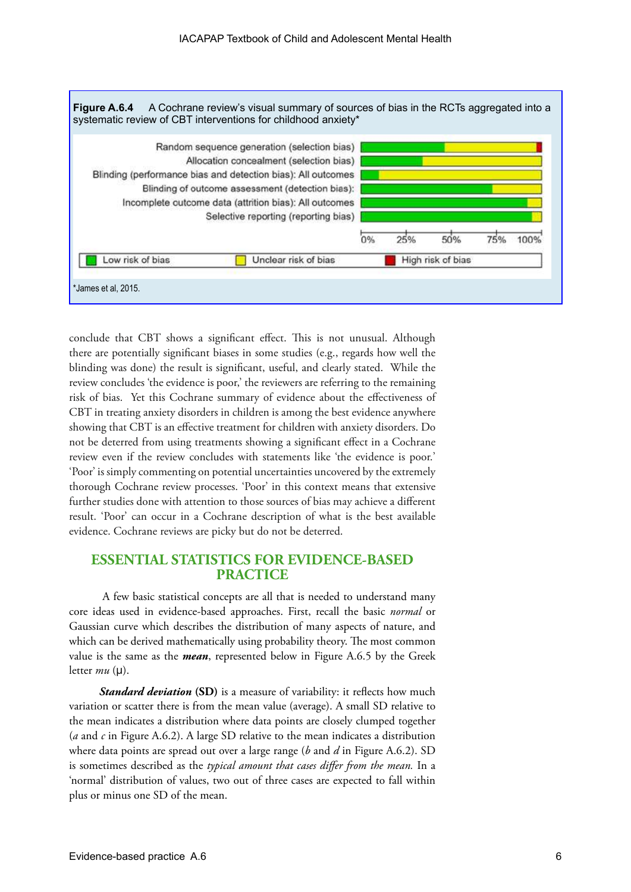**Figure A.6.4** A Cochrane review's visual summary of sources of bias in the RCTs aggregated into a systematic review of CBT interventions for childhood anxiety*

Random sequence generation (selection bias)
Allocation concealment (selection bias)
Blinding (performance bias and detection bias): All outcomes
Blinding of outcome assessment (detection bias):
Incomplete outcome data (attrition bias): All outcomes
Selective reporting (reporting bias)

0% 25% 50% 75% 100%

Low risk of bias | Unclear risk of bias | High risk of bias

*James et al, 2015.

conclude that CBT shows a significant effect. This is not unusual. Although there are potentially significant biases in some studies (e.g., regards how well the blinding was done) the result is significant, useful, and clearly stated. While the review concludes 'the evidence is poor,' the reviewers are referring to the remaining risk of bias. Yet this Cochrane summary of evidence about the effectiveness of CBT in treating anxiety disorders in children is among the best evidence anywhere showing that CBT is an effective treatment for children with anxiety disorders. Do not be deterred from using treatments showing a significant effect in a Cochrane review even if the review concludes with statements like 'the evidence is poor.' 'Poor' is simply commenting on potential uncertainties uncovered by the extremely thorough Cochrane review processes. 'Poor' in this context means that extensive further studies done with attention to those sources of bias may achieve a different result. 'Poor' can occur in a Cochrane description of what is the best available evidence. Cochrane reviews are picky but do not be deterred.

## ESSENTIAL STATISTICS FOR EVIDENCE-BASED PRACTICE

A few basic statistical concepts are all that is needed to understand many core ideas used in evidence-based approaches. First, recall the basic *normal* or Gaussian curve which describes the distribution of many aspects of nature, and which can be derived mathematically using probability theory. The most common value is the same as the ***mean***, represented below in Figure A.6.5 by the Greek letter *mu* (μ).

***Standard deviation* (SD)** is a measure of variability: it reflects how much variation or scatter there is from the mean value (average). A small SD relative to the mean indicates a distribution where data points are closely clumped together (*a* and *c* in Figure A.6.2). A large SD relative to the mean indicates a distribution where data points are spread out over a large range (*b* and *d* in Figure A.6.2). SD is sometimes described as the *typical amount that cases differ from the mean.* In a 'normal' distribution of values, two out of three cases are expected to fall within plus or minus one SD of the mean.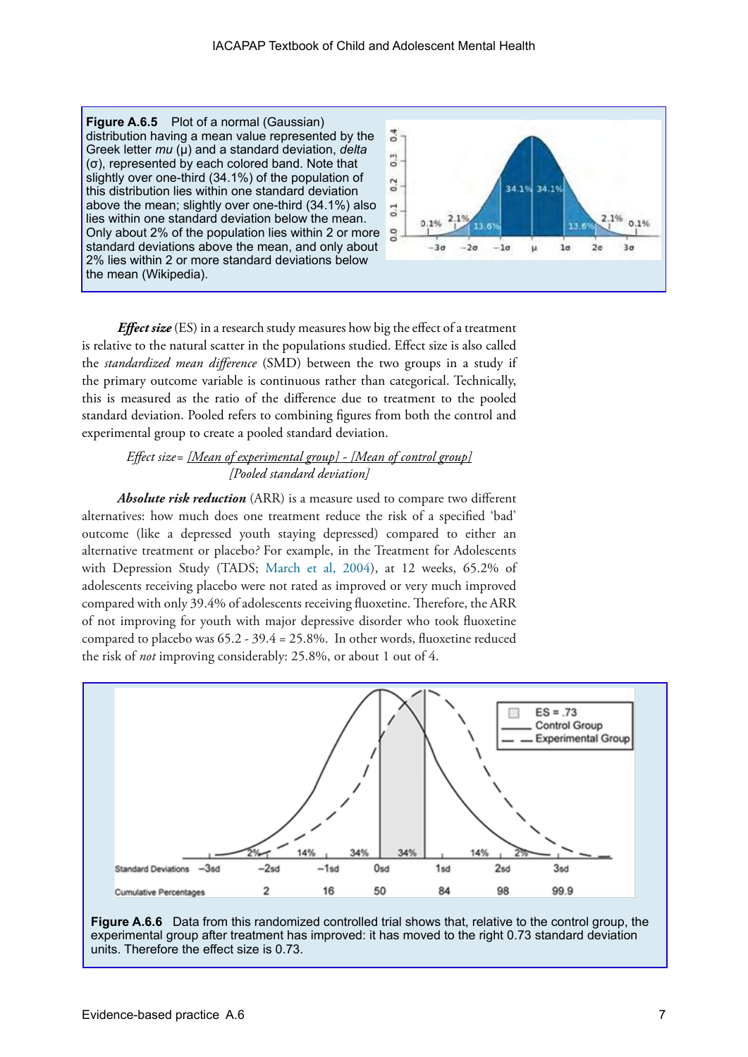**Figure A.6.5** Plot of a normal (Gaussian) distribution having a mean value represented by the Greek letter *mu* (μ) and a standard deviation, *delta* (σ), represented by each colored band. Note that slightly over one-third (34.1%) of the population of this distribution lies within one standard deviation above the mean; slightly over one-third (34.1%) also lies within one standard deviation below the mean. Only about 2% of the population lies within 2 or more standard deviations above the mean, and only about 2% lies within 2 or more standard deviations below the mean (Wikipedia).

***Effect size*** (ES) in a research study measures how big the effect of a treatment is relative to the natural scatter in the populations studied. Effect size is also called the *standardized mean difference* (SMD) between the two groups in a study if the primary outcome variable is continuous rather than categorical. Technically, this is measured as the ratio of the difference due to treatment to the pooled standard deviation. Pooled refers to combining figures from both the control and experimental group to create a pooled standard deviation.

$$\text{Effect size} = \frac{[\text{Mean of experimental group}] - [\text{Mean of control group}]}{[\text{Pooled standard deviation}]}$$

***Absolute risk reduction*** (ARR) is a measure used to compare two different alternatives: how much does one treatment reduce the risk of a specified 'bad' outcome (like a depressed youth staying depressed) compared to either an alternative treatment or placebo? For example, in the Treatment for Adolescents with Depression Study (TADS; March et al, 2004), at 12 weeks, 65.2% of adolescents receiving placebo were not rated as improved or very much improved compared with only 39.4% of adolescents receiving fluoxetine. Therefore, the ARR of not improving for youth with major depressive disorder who took fluoxetine compared to placebo was 65.2 - 39.4 = 25.8%. In other words, fluoxetine reduced the risk of *not* improving considerably: 25.8%, or about 1 out of 4.

**Figure A.6.6** Data from this randomized controlled trial shows that, relative to the control group, the experimental group after treatment has improved: it has moved to the right 0.73 standard deviation units. Therefore the effect size is 0.73.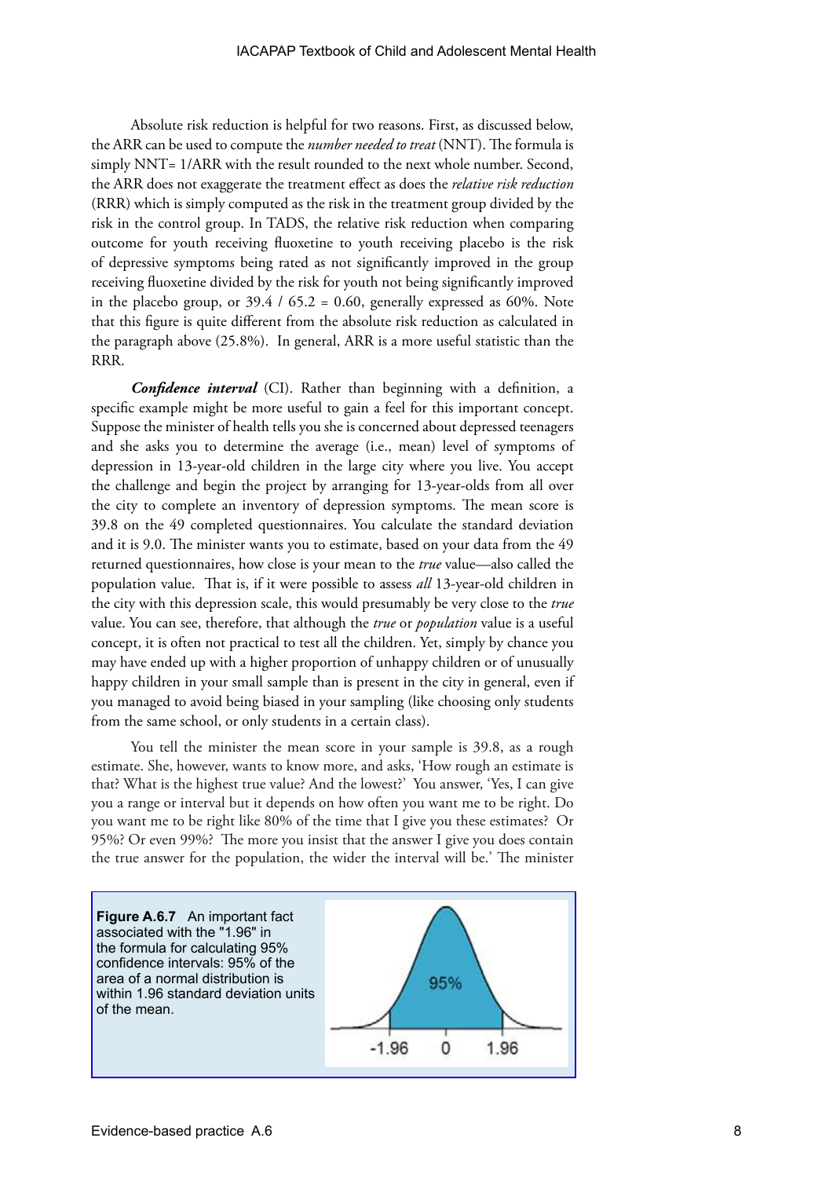Absolute risk reduction is helpful for two reasons. First, as discussed below, the ARR can be used to compute the *number needed to treat* (NNT). The formula is simply NNT= 1/ARR with the result rounded to the next whole number. Second, the ARR does not exaggerate the treatment effect as does the *relative risk reduction* (RRR) which is simply computed as the risk in the treatment group divided by the risk in the control group. In TADS, the relative risk reduction when comparing outcome for youth receiving fluoxetine to youth receiving placebo is the risk of depressive symptoms being rated as not significantly improved in the group receiving fluoxetine divided by the risk for youth not being significantly improved in the placebo group, or 39.4 / 65.2 = 0.60, generally expressed as 60%. Note that this figure is quite different from the absolute risk reduction as calculated in the paragraph above (25.8%). In general, ARR is a more useful statistic than the RRR.

***Confidence interval*** (CI). Rather than beginning with a definition, a specific example might be more useful to gain a feel for this important concept. Suppose the minister of health tells you she is concerned about depressed teenagers and she asks you to determine the average (i.e., mean) level of symptoms of depression in 13-year-old children in the large city where you live. You accept the challenge and begin the project by arranging for 13-year-olds from all over the city to complete an inventory of depression symptoms. The mean score is 39.8 on the 49 completed questionnaires. You calculate the standard deviation and it is 9.0. The minister wants you to estimate, based on your data from the 49 returned questionnaires, how close is your mean to the *true* value—also called the population value. That is, if it were possible to assess *all* 13-year-old children in the city with this depression scale, this would presumably be very close to the *true* value. You can see, therefore, that although the *true* or *population* value is a useful concept, it is often not practical to test all the children. Yet, simply by chance you may have ended up with a higher proportion of unhappy children or of unusually happy children in your small sample than is present in the city in general, even if you managed to avoid being biased in your sampling (like choosing only students from the same school, or only students in a certain class).

You tell the minister the mean score in your sample is 39.8, as a rough estimate. She, however, wants to know more, and asks, 'How rough an estimate is that? What is the highest true value? And the lowest?' You answer, 'Yes, I can give you a range or interval but it depends on how often you want me to be right. Do you want me to be right like 80% of the time that I give you these estimates? Or 95%? Or even 99%? The more you insist that the answer I give you does contain the true answer for the population, the wider the interval will be.' The minister

**Figure A.6.7** An important fact associated with the "1.96" in the formula for calculating 95% confidence intervals: 95% of the area of a normal distribution is within 1.96 standard deviation units of the mean.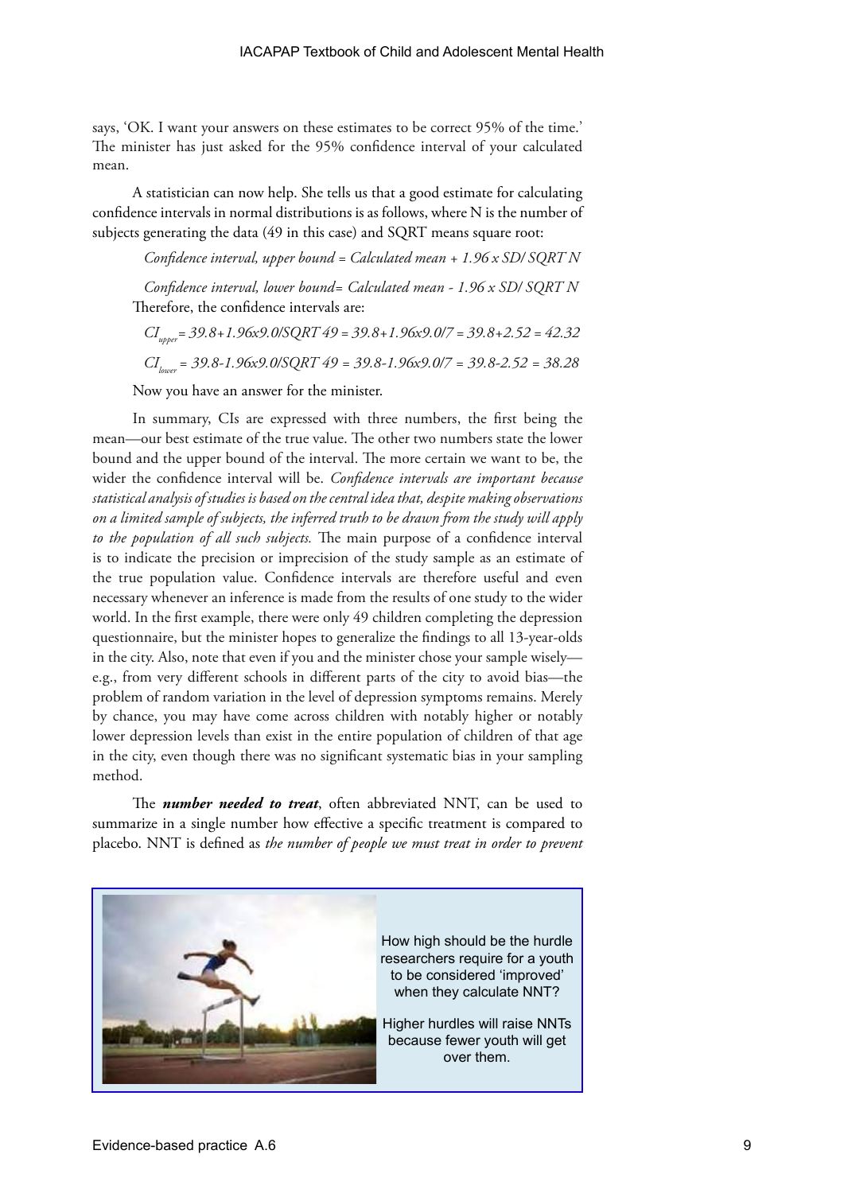says, 'OK. I want your answers on these estimates to be correct 95% of the time.' The minister has just asked for the 95% confidence interval of your calculated mean.

A statistician can now help. She tells us that a good estimate for calculating confidence intervals in normal distributions is as follows, where N is the number of subjects generating the data (49 in this case) and SQRT means square root:

*Confidence interval, upper bound = Calculated mean + 1.96 x SD/ SQRT N*

*Confidence interval, lower bound= Calculated mean - 1.96 x SD/ SQRT N*

Therefore, the confidence intervals are:

$CI_{upper}$ = 39.8+1.96x9.0/SQRT 49 = 39.8+1.96x9.0/7 = 39.8+2.52 = 42.32

$CI_{lower}$ = 39.8-1.96x9.0/SQRT 49 = 39.8-1.96x9.0/7 = 39.8-2.52 = 38.28

Now you have an answer for the minister.

In summary, CIs are expressed with three numbers, the first being the mean—our best estimate of the true value. The other two numbers state the lower bound and the upper bound of the interval. The more certain we want to be, the wider the confidence interval will be. *Confidence intervals are important because statistical analysis of studies is based on the central idea that, despite making observations on a limited sample of subjects, the inferred truth to be drawn from the study will apply to the population of all such subjects.* The main purpose of a confidence interval is to indicate the precision or imprecision of the study sample as an estimate of the true population value. Confidence intervals are therefore useful and even necessary whenever an inference is made from the results of one study to the wider world. In the first example, there were only 49 children completing the depression questionnaire, but the minister hopes to generalize the findings to all 13-year-olds in the city. Also, note that even if you and the minister chose your sample wisely—e.g., from very different schools in different parts of the city to avoid bias—the problem of random variation in the level of depression symptoms remains. Merely by chance, you may have come across children with notably higher or notably lower depression levels than exist in the entire population of children of that age in the city, even though there was no significant systematic bias in your sampling method.

The ***number needed to treat***, often abbreviated NNT, can be used to summarize in a single number how effective a specific treatment is compared to placebo. NNT is defined as *the number of people we must treat in order to prevent*

How high should be the hurdle researchers require for a youth to be considered 'improved' when they calculate NNT?

Higher hurdles will raise NNTs because fewer youth will get over them.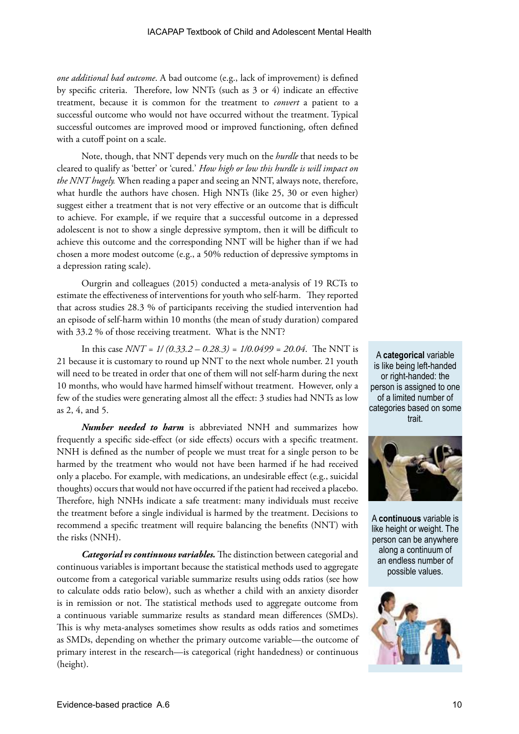*one additional bad outcome*. A bad outcome (e.g., lack of improvement) is defined by specific criteria. Therefore, low NNTs (such as 3 or 4) indicate an effective treatment, because it is common for the treatment to *convert* a patient to a successful outcome who would not have occurred without the treatment. Typical successful outcomes are improved mood or improved functioning, often defined with a cutoff point on a scale.

Note, though, that NNT depends very much on the *hurdle* that needs to be cleared to qualify as 'better' or 'cured.' *How high or low this hurdle is will impact on the NNT hugely.* When reading a paper and seeing an NNT, always note, therefore, what hurdle the authors have chosen. High NNTs (like 25, 30 or even higher) suggest either a treatment that is not very effective or an outcome that is difficult to achieve. For example, if we require that a successful outcome in a depressed adolescent is not to show a single depressive symptom, then it will be difficult to achieve this outcome and the corresponding NNT will be higher than if we had chosen a more modest outcome (e.g., a 50% reduction of depressive symptoms in a depression rating scale).

Ourgrin and colleagues (2015) conducted a meta-analysis of 19 RCTs to estimate the effectiveness of interventions for youth who self-harm. They reported that across studies 28.3 % of participants receiving the studied intervention had an episode of self-harm within 10 months (the mean of study duration) compared with 33.2 % of those receiving treatment. What is the NNT?

In this case *NNT = 1/ (0.33.2 – 0.28.3) = 1/0.0499 = 20.04*. The NNT is 21 because it is customary to round up NNT to the next whole number. 21 youth will need to be treated in order that one of them will not self-harm during the next 10 months, who would have harmed himself without treatment. However, only a few of the studies were generating almost all the effect: 3 studies had NNTs as low as 2, 4, and 5.

***Number needed to harm*** is abbreviated NNH and summarizes how frequently a specific side-effect (or side effects) occurs with a specific treatment. NNH is defined as the number of people we must treat for a single person to be harmed by the treatment who would not have been harmed if he had received only a placebo. For example, with medications, an undesirable effect (e.g., suicidal thoughts) occurs that would not have occurred if the patient had received a placebo. Therefore, high NNHs indicate a safe treatment: many individuals must receive the treatment before a single individual is harmed by the treatment. Decisions to recommend a specific treatment will require balancing the benefits (NNT) with the risks (NNH).

***Categorial vs continuous variables.*** The distinction between categorial and continuous variables is important because the statistical methods used to aggregate outcome from a categorical variable summarize results using odds ratios (see how to calculate odds ratio below), such as whether a child with an anxiety disorder is in remission or not. The statistical methods used to aggregate outcome from a continuous variable summarize results as standard mean differences (SMDs). This is why meta-analyses sometimes show results as odds ratios and sometimes as SMDs, depending on whether the primary outcome variable—the outcome of primary interest in the research—is categorical (right handedness) or continuous (height).

A **categorical** variable is like being left-handed or right-handed: the person is assigned to one of a limited number of categories based on some trait.

A **continuous** variable is like height or weight. The person can be anywhere along a continuum of an endless number of possible values.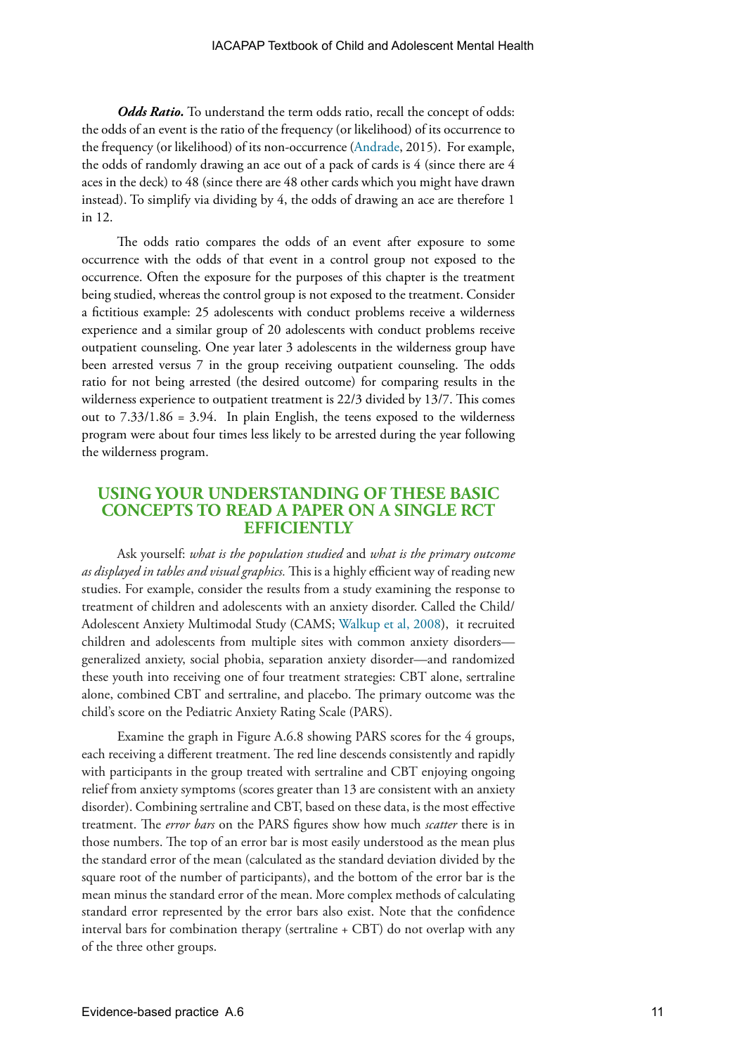***Odds Ratio.*** To understand the term odds ratio, recall the concept of odds: the odds of an event is the ratio of the frequency (or likelihood) of its occurrence to the frequency (or likelihood) of its non-occurrence (Andrade, 2015). For example, the odds of randomly drawing an ace out of a pack of cards is 4 (since there are 4 aces in the deck) to 48 (since there are 48 other cards which you might have drawn instead). To simplify via dividing by 4, the odds of drawing an ace are therefore 1 in 12.

The odds ratio compares the odds of an event after exposure to some occurrence with the odds of that event in a control group not exposed to the occurrence. Often the exposure for the purposes of this chapter is the treatment being studied, whereas the control group is not exposed to the treatment. Consider a fictitious example: 25 adolescents with conduct problems receive a wilderness experience and a similar group of 20 adolescents with conduct problems receive outpatient counseling. One year later 3 adolescents in the wilderness group have been arrested versus 7 in the group receiving outpatient counseling. The odds ratio for not being arrested (the desired outcome) for comparing results in the wilderness experience to outpatient treatment is 22/3 divided by 13/7. This comes out to 7.33/1.86 = 3.94. In plain English, the teens exposed to the wilderness program were about four times less likely to be arrested during the year following the wilderness program.

## USING YOUR UNDERSTANDING OF THESE BASIC CONCEPTS TO READ A PAPER ON A SINGLE RCT EFFICIENTLY

Ask yourself: *what is the population studied* and *what is the primary outcome as displayed in tables and visual graphics.* This is a highly efficient way of reading new studies. For example, consider the results from a study examining the response to treatment of children and adolescents with an anxiety disorder. Called the Child/Adolescent Anxiety Multimodal Study (CAMS; Walkup et al, 2008), it recruited children and adolescents from multiple sites with common anxiety disorders—generalized anxiety, social phobia, separation anxiety disorder—and randomized these youth into receiving one of four treatment strategies: CBT alone, sertraline alone, combined CBT and sertraline, and placebo. The primary outcome was the child's score on the Pediatric Anxiety Rating Scale (PARS).

Examine the graph in Figure A.6.8 showing PARS scores for the 4 groups, each receiving a different treatment. The red line descends consistently and rapidly with participants in the group treated with sertraline and CBT enjoying ongoing relief from anxiety symptoms (scores greater than 13 are consistent with an anxiety disorder). Combining sertraline and CBT, based on these data, is the most effective treatment. The *error bars* on the PARS figures show how much *scatter* there is in those numbers. The top of an error bar is most easily understood as the mean plus the standard error of the mean (calculated as the standard deviation divided by the square root of the number of participants), and the bottom of the error bar is the mean minus the standard error of the mean. More complex methods of calculating standard error represented by the error bars also exist. Note that the confidence interval bars for combination therapy (sertraline + CBT) do not overlap with any of the three other groups.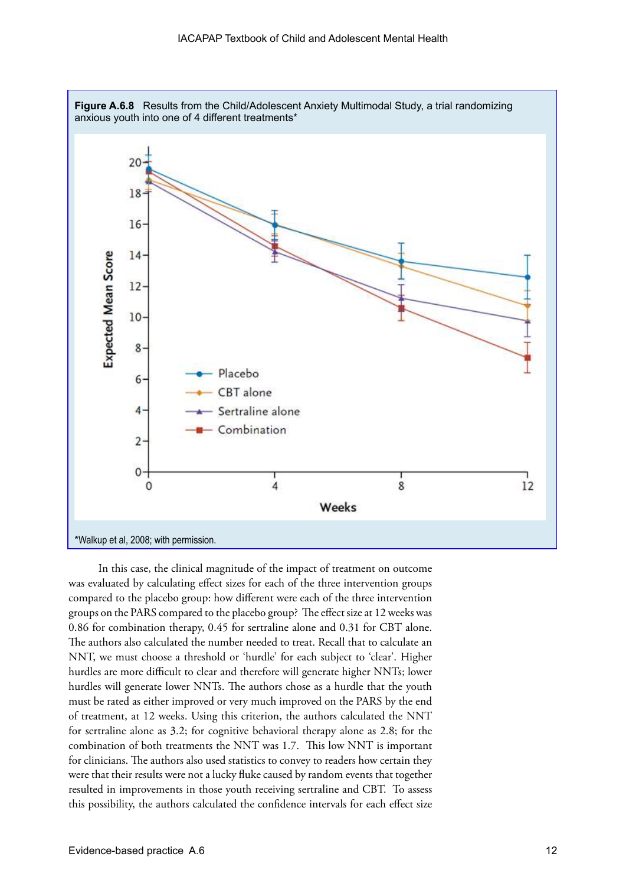**Figure A.6.8** Results from the Child/Adolescent Anxiety Multimodal Study, a trial randomizing anxious youth into one of 4 different treatments*

*Walkup et al, 2008; with permission.

In this case, the clinical magnitude of the impact of treatment on outcome was evaluated by calculating effect sizes for each of the three intervention groups compared to the placebo group: how different were each of the three intervention groups on the PARS compared to the placebo group? The effect size at 12 weeks was 0.86 for combination therapy, 0.45 for sertraline alone and 0.31 for CBT alone. The authors also calculated the number needed to treat. Recall that to calculate an NNT, we must choose a threshold or 'hurdle' for each subject to 'clear'. Higher hurdles are more difficult to clear and therefore will generate higher NNTs; lower hurdles will generate lower NNTs. The authors chose as a hurdle that the youth must be rated as either improved or very much improved on the PARS by the end of treatment, at 12 weeks. Using this criterion, the authors calculated the NNT for sertraline alone as 3.2; for cognitive behavioral therapy alone as 2.8; for the combination of both treatments the NNT was 1.7. This low NNT is important for clinicians. The authors also used statistics to convey to readers how certain they were that their results were not a lucky fluke caused by random events that together resulted in improvements in those youth receiving sertraline and CBT. To assess this possibility, the authors calculated the confidence intervals for each effect size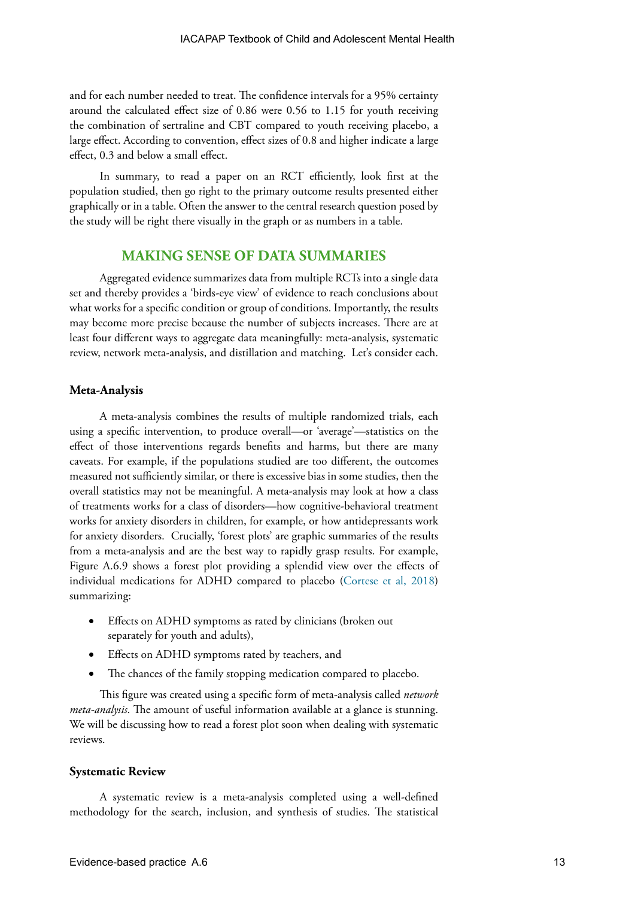and for each number needed to treat. The confidence intervals for a 95% certainty around the calculated effect size of 0.86 were 0.56 to 1.15 for youth receiving the combination of sertraline and CBT compared to youth receiving placebo, a large effect. According to convention, effect sizes of 0.8 and higher indicate a large effect, 0.3 and below a small effect.

In summary, to read a paper on an RCT efficiently, look first at the population studied, then go right to the primary outcome results presented either graphically or in a table. Often the answer to the central research question posed by the study will be right there visually in the graph or as numbers in a table.

## MAKING SENSE OF DATA SUMMARIES

Aggregated evidence summarizes data from multiple RCTs into a single data set and thereby provides a 'birds-eye view' of evidence to reach conclusions about what works for a specific condition or group of conditions. Importantly, the results may become more precise because the number of subjects increases. There are at least four different ways to aggregate data meaningfully: meta-analysis, systematic review, network meta-analysis, and distillation and matching. Let's consider each.

### Meta-Analysis

A meta-analysis combines the results of multiple randomized trials, each using a specific intervention, to produce overall—or 'average'—statistics on the effect of those interventions regards benefits and harms, but there are many caveats. For example, if the populations studied are too different, the outcomes measured not sufficiently similar, or there is excessive bias in some studies, then the overall statistics may not be meaningful. A meta-analysis may look at how a class of treatments works for a class of disorders—how cognitive-behavioral treatment works for anxiety disorders in children, for example, or how antidepressants work for anxiety disorders. Crucially, 'forest plots' are graphic summaries of the results from a meta-analysis and are the best way to rapidly grasp results. For example, Figure A.6.9 shows a forest plot providing a splendid view over the effects of individual medications for ADHD compared to placebo (Cortese et al, 2018) summarizing:

- Effects on ADHD symptoms as rated by clinicians (broken out separately for youth and adults),
- Effects on ADHD symptoms rated by teachers, and
- The chances of the family stopping medication compared to placebo.

This figure was created using a specific form of meta-analysis called *network meta-analysis*. The amount of useful information available at a glance is stunning. We will be discussing how to read a forest plot soon when dealing with systematic reviews.

### Systematic Review

A systematic review is a meta-analysis completed using a well-defined methodology for the search, inclusion, and synthesis of studies. The statistical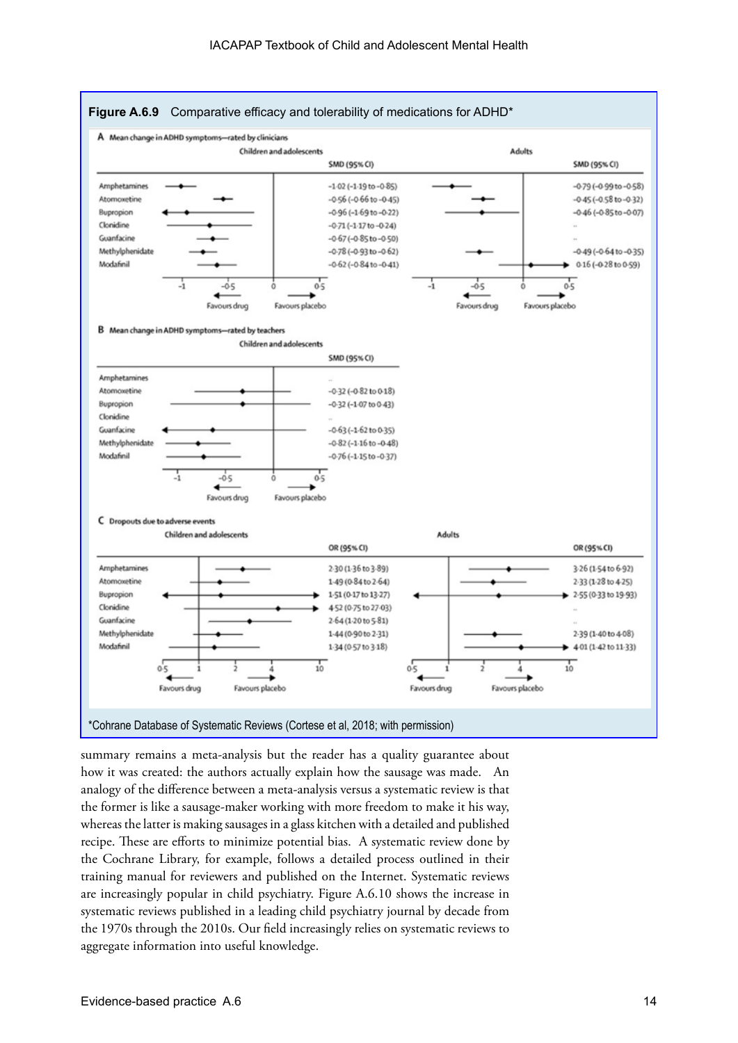**Figure A.6.9** Comparative efficacy and tolerability of medications for ADHD*

**A** Mean change in ADHD symptoms—rated by clinicians

| | Children and adolescents SMD (95% CI) | Adults SMD (95% CI) |
|---|---|---|
| Amphetamines | −1·02 (−1·19 to −0·85) | −0·79 (−0·99 to −0·58) |
| Atomoxetine | −0·56 (−0·66 to −0·45) | −0·45 (−0·58 to −0·32) |
| Bupropion | −0·96 (−1·69 to −0·22) | −0·46 (−0·85 to −0·07) |
| Clonidine | −0·71 (−1·17 to −0·24) | .. |
| Guanfacine | −0·67 (−0·85 to −0·50) | .. |
| Methylphenidate | −0·78 (−0·93 to −0·62) | −0·49 (−0·64 to −0·35) |
| Modafinil | −0·62 (−0·84 to −0·41) | 0·16 (−0·28 to 0·59) |

**B** Mean change in ADHD symptoms—rated by teachers

| | Children and adolescents SMD (95% CI) |
|---|---|
| Amphetamines | .. |
| Atomoxetine | −0·32 (−0·82 to 0·18) |
| Bupropion | −0·32 (−1·07 to 0·43) |
| Clonidine | .. |
| Guanfacine | −0·63 (−1·62 to 0·35) |
| Methylphenidate | −0·82 (−1·16 to −0·48) |
| Modafinil | −0·76 (−1·15 to −0·37) |

**C** Dropouts due to adverse events

| | Children and adolescents OR (95% CI) | Adults OR (95% CI) |
|---|---|---|
| Amphetamines | 2·30 (1·36 to 3·89) | 3·26 (1·54 to 6·92) |
| Atomoxetine | 1·49 (0·84 to 2·64) | 2·33 (1·28 to 4·25) |
| Bupropion | 1·51 (0·17 to 13·27) | 2·55 (0·33 to 19·93) |
| Clonidine | 4·52 (0·75 to 27·03) | .. |
| Guanfacine | 2·64 (1·20 to 5·81) | .. |
| Methylphenidate | 1·44 (0·90 to 2·31) | 2·39 (1·40 to 4·08) |
| Modafinil | 1·34 (0·57 to 3·18) | 4·01 (1·42 to 11·33) |

*Cochrane Database of Systematic Reviews (Cortese et al, 2018; with permission)

summary remains a meta-analysis but the reader has a quality guarantee about how it was created: the authors actually explain how the sausage was made. An analogy of the difference between a meta-analysis versus a systematic review is that the former is like a sausage-maker working with more freedom to make it his way, whereas the latter is making sausages in a glass kitchen with a detailed and published recipe. These are efforts to minimize potential bias. A systematic review done by the Cochrane Library, for example, follows a detailed process outlined in their training manual for reviewers and published on the Internet. Systematic reviews are increasingly popular in child psychiatry. Figure A.6.10 shows the increase in systematic reviews published in a leading child psychiatry journal by decade from the 1970s through the 2010s. Our field increasingly relies on systematic reviews to aggregate information into useful knowledge.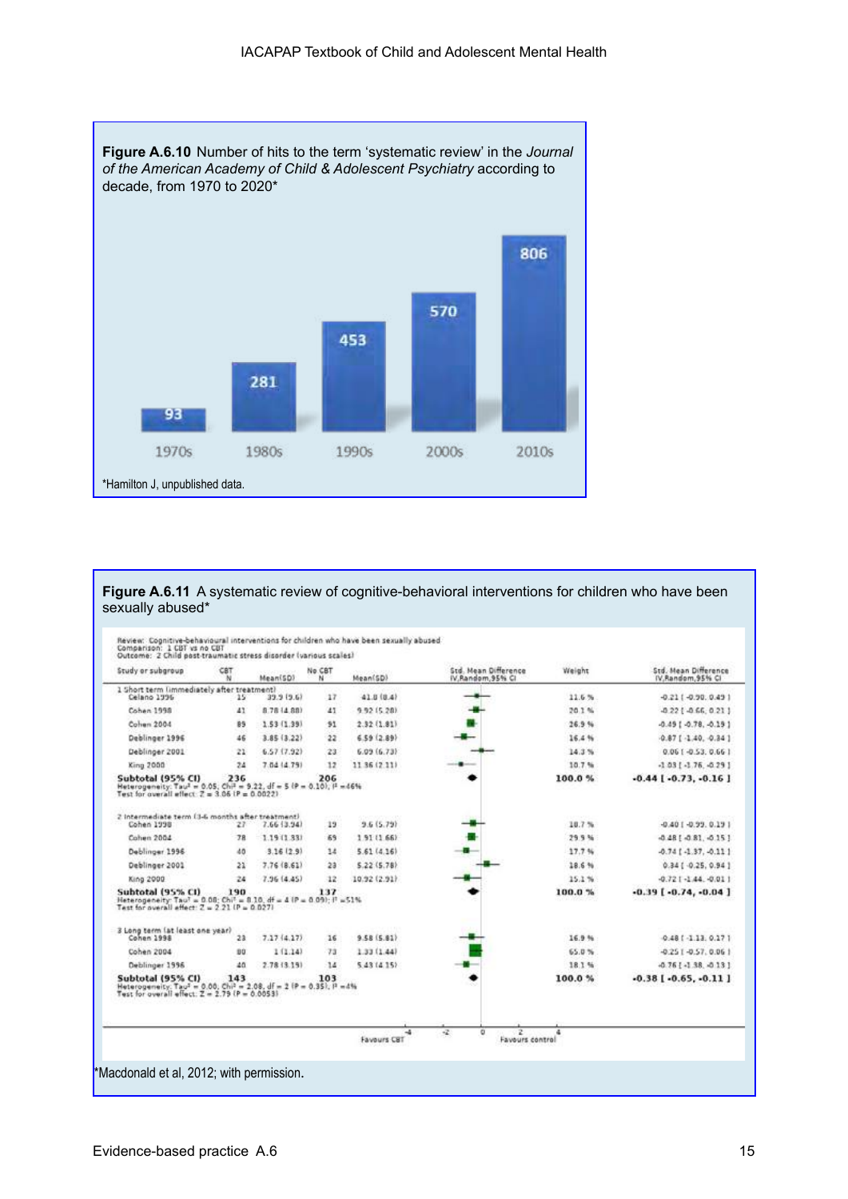**Figure A.6.10** Number of hits to the term 'systematic review' in the *Journal of the American Academy of Child & Adolescent Psychiatry* according to decade, from 1970 to 2020*

| Decade | Hits |
|---|---|
| 1970s | 93 |
| 1980s | 281 |
| 1990s | 453 |
| 2000s | 570 |
| 2010s | 806 |

*Hamilton J, unpublished data.

**Figure A.6.11** A systematic review of cognitive-behavioral interventions for children who have been sexually abused*

Review: Cognitive-behavioural interventions for children who have been sexually abused
Comparison: 1 CBT vs no CBT
Outcome: 2 Child post-traumatic stress disorder (various scales)

| Study or subgroup | CBT N | CBT Mean(SD) | No CBT N | No CBT Mean(SD) | Weight | Std. Mean Difference IV,Random,95% CI |
|---|---|---|---|---|---|---|
| **1 Short term (immediately after treatment)** | | | | | | |
| Celano 1996 | 15 | 39.9 (9.6) | 17 | 41.8 (8.4) | 11.6 % | -0.21 [ -0.90, 0.49 ] |
| Cohen 1998 | 41 | 8.78 (4.88) | 41 | 9.92 (5.28) | 20.1 % | -0.22 [ -0.66, 0.21 ] |
| Cohen 2004 | 89 | 1.53 (1.39) | 91 | 2.32 (1.81) | 26.9 % | -0.49 [ -0.78, -0.19 ] |
| Deblinger 1996 | 46 | 3.85 (3.22) | 22 | 6.59 (2.89) | 16.4 % | -0.87 [ -1.40, -0.34 ] |
| Deblinger 2001 | 21 | 6.57 (7.92) | 23 | 6.09 (6.73) | 14.3 % | 0.06 [ -0.53, 0.66 ] |
| King 2000 | 24 | 7.04 (4.79) | 12 | 11.36 (2.11) | 10.7 % | -1.03 [ -1.76, -0.29 ] |
| **Subtotal (95% CI)** | **236** | | **206** | | **100.0 %** | **-0.44 [ -0.73, -0.16 ]** |
| Heterogeneity: $Tau^2 = 0.05$; $Chi^2 = 9.22$, $df = 5$ ($P = 0.10$); $I^2 = 46\%$ | | | | | | |
| Test for overall effect: $Z = 3.06$ ($P = 0.0022$) | | | | | | |
| **2 Intermediate term (3-6 months after treatment)** | | | | | | |
| Cohen 1998 | 27 | 7.66 (3.94) | 19 | 9.6 (5.79) | 18.7 % | -0.40 [ -0.99, 0.19 ] |
| Cohen 2004 | 78 | 1.19 (1.33) | 69 | 1.91 (1.66) | 29.9 % | -0.48 [ -0.81, -0.15 ] |
| Deblinger 1996 | 40 | 3.16 (2.9) | 14 | 5.61 (4.16) | 17.7 % | -0.74 [ -1.37, -0.11 ] |
| Deblinger 2001 | 21 | 7.76 (8.61) | 23 | 5.22 (5.78) | 18.6 % | 0.34 [ -0.25, 0.94 ] |
| King 2000 | 24 | 7.96 (4.45) | 12 | 10.92 (2.91) | 15.1 % | -0.72 [ -1.44, -0.01 ] |
| **Subtotal (95% CI)** | **190** | | **137** | | **100.0 %** | **-0.39 [ -0.74, -0.04 ]** |
| Heterogeneity: $Tau^2 = 0.08$; $Chi^2 = 8.10$, $df = 4$ ($P = 0.09$); $I^2 = 51\%$ | | | | | | |
| Test for overall effect: $Z = 2.21$ ($P = 0.027$) | | | | | | |
| **3 Long term (at least one year)** | | | | | | |
| Cohen 1998 | 23 | 7.17 (4.17) | 16 | 9.58 (5.81) | 16.9 % | -0.48 [ -1.13, 0.17 ] |
| Cohen 2004 | 80 | 1 (1.14) | 73 | 1.33 (1.44) | 65.0 % | -0.25 [ -0.57, 0.06 ] |
| Deblinger 1996 | 40 | 2.78 (3.19) | 14 | 5.43 (4.15) | 18.1 % | -0.76 [ -1.38, -0.13 ] |
| **Subtotal (95% CI)** | **143** | | **103** | | **100.0 %** | **-0.38 [ -0.65, -0.11 ]** |
| Heterogeneity: $Tau^2 = 0.00$; $Chi^2 = 2.08$, $df = 2$ ($P = 0.35$); $I^2 = 4\%$ | | | | | | |
| Test for overall effect: $Z = 2.79$ ($P = 0.0053$) | | | | | | |

-4 -2 0 2 4
Favours CBT / Favours control

*Macdonald et al, 2012; with permission.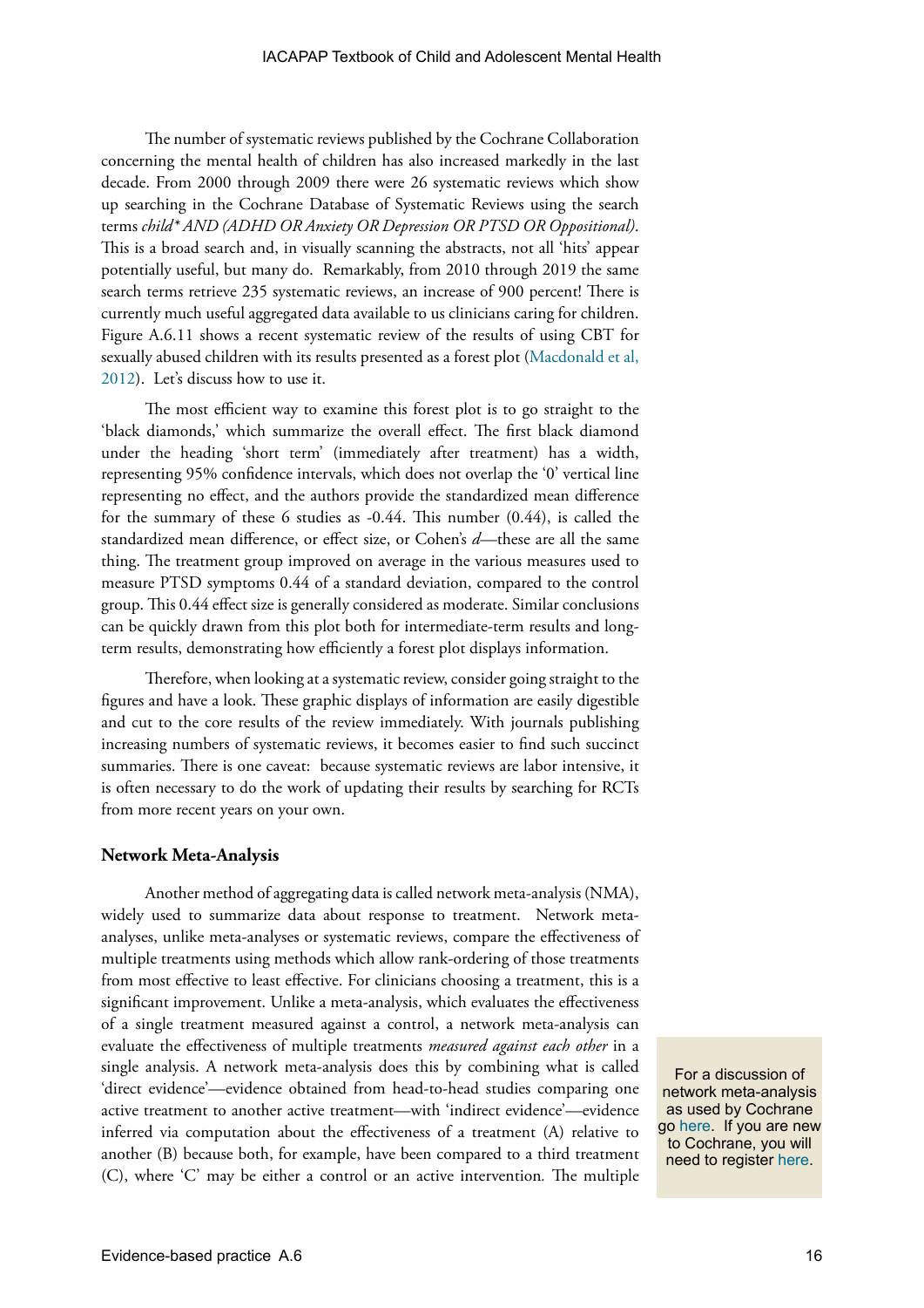The number of systematic reviews published by the Cochrane Collaboration concerning the mental health of children has also increased markedly in the last decade. From 2000 through 2009 there were 26 systematic reviews which show up searching in the Cochrane Database of Systematic Reviews using the search terms *child* AND (ADHD OR Anxiety OR Depression OR PTSD OR Oppositional)*. This is a broad search and, in visually scanning the abstracts, not all 'hits' appear potentially useful, but many do. Remarkably, from 2010 through 2019 the same search terms retrieve 235 systematic reviews, an increase of 900 percent! There is currently much useful aggregated data available to us clinicians caring for children. Figure A.6.11 shows a recent systematic review of the results of using CBT for sexually abused children with its results presented as a forest plot (Macdonald et al, 2012). Let's discuss how to use it.

The most efficient way to examine this forest plot is to go straight to the 'black diamonds,' which summarize the overall effect. The first black diamond under the heading 'short term' (immediately after treatment) has a width, representing 95% confidence intervals, which does not overlap the '0' vertical line representing no effect, and the authors provide the standardized mean difference for the summary of these 6 studies as -0.44. This number (0.44), is called the standardized mean difference, or effect size, or Cohen's *d*—these are all the same thing. The treatment group improved on average in the various measures used to measure PTSD symptoms 0.44 of a standard deviation, compared to the control group. This 0.44 effect size is generally considered as moderate. Similar conclusions can be quickly drawn from this plot both for intermediate-term results and long-term results, demonstrating how efficiently a forest plot displays information.

Therefore, when looking at a systematic review, consider going straight to the figures and have a look. These graphic displays of information are easily digestible and cut to the core results of the review immediately. With journals publishing increasing numbers of systematic reviews, it becomes easier to find such succinct summaries. There is one caveat: because systematic reviews are labor intensive, it is often necessary to do the work of updating their results by searching for RCTs from more recent years on your own.

### Network Meta-Analysis

Another method of aggregating data is called network meta-analysis (NMA), widely used to summarize data about response to treatment. Network meta-analyses, unlike meta-analyses or systematic reviews, compare the effectiveness of multiple treatments using methods which allow rank-ordering of those treatments from most effective to least effective. For clinicians choosing a treatment, this is a significant improvement. Unlike a meta-analysis, which evaluates the effectiveness of a single treatment measured against a control, a network meta-analysis can evaluate the effectiveness of multiple treatments *measured against each other* in a single analysis. A network meta-analysis does this by combining what is called 'direct evidence'—evidence obtained from head-to-head studies comparing one active treatment to another active treatment—with 'indirect evidence'—evidence inferred via computation about the effectiveness of a treatment (A) relative to another (B) because both, for example, have been compared to a third treatment (C), where 'C' may be either a control or an active intervention. The multiple

For a discussion of network meta-analysis as used by Cochrane go here. If you are new to Cochrane, you will need to register here.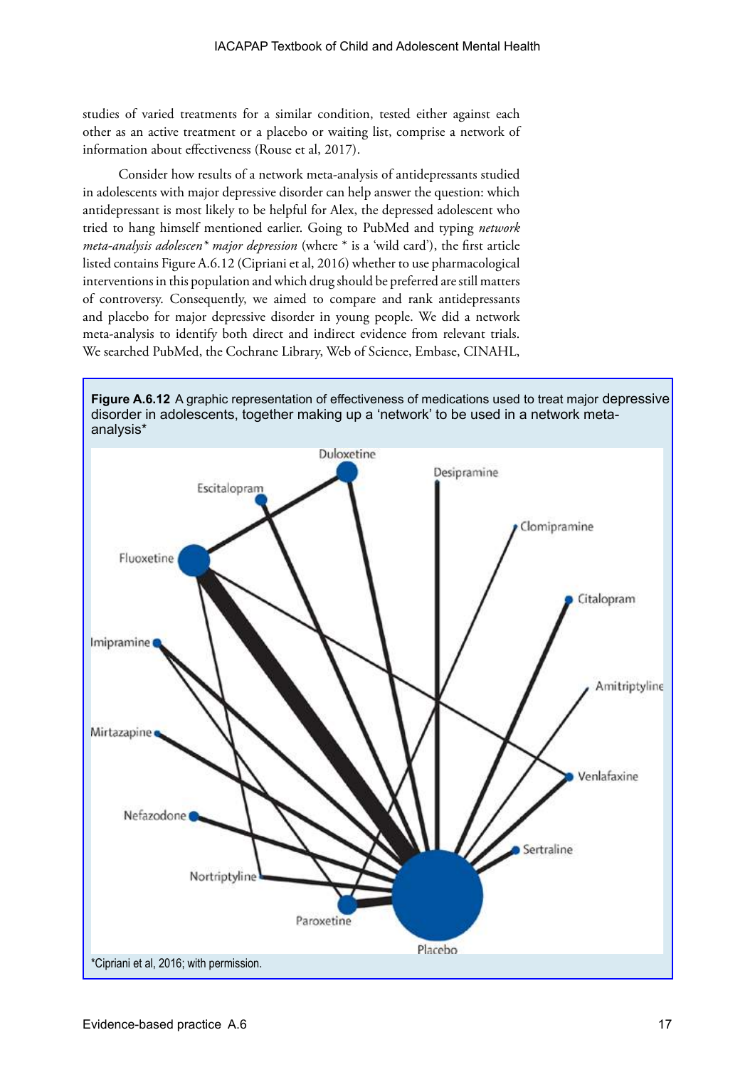studies of varied treatments for a similar condition, tested either against each other as an active treatment or a placebo or waiting list, comprise a network of information about effectiveness (Rouse et al, 2017).

Consider how results of a network meta-analysis of antidepressants studied in adolescents with major depressive disorder can help answer the question: which antidepressant is most likely to be helpful for Alex, the depressed adolescent who tried to hang himself mentioned earlier. Going to PubMed and typing *network meta-analysis adolescen* major depression* (where * is a 'wild card'), the first article listed contains Figure A.6.12 (Cipriani et al, 2016) whether to use pharmacological interventions in this population and which drug should be preferred are still matters of controversy. Consequently, we aimed to compare and rank antidepressants and placebo for major depressive disorder in young people. We did a network meta-analysis to identify both direct and indirect evidence from relevant trials. We searched PubMed, the Cochrane Library, Web of Science, Embase, CINAHL,

**Figure A.6.12** A graphic representation of effectiveness of medications used to treat major depressive disorder in adolescents, together making up a 'network' to be used in a network meta-analysis*

*Cipriani et al, 2016; with permission.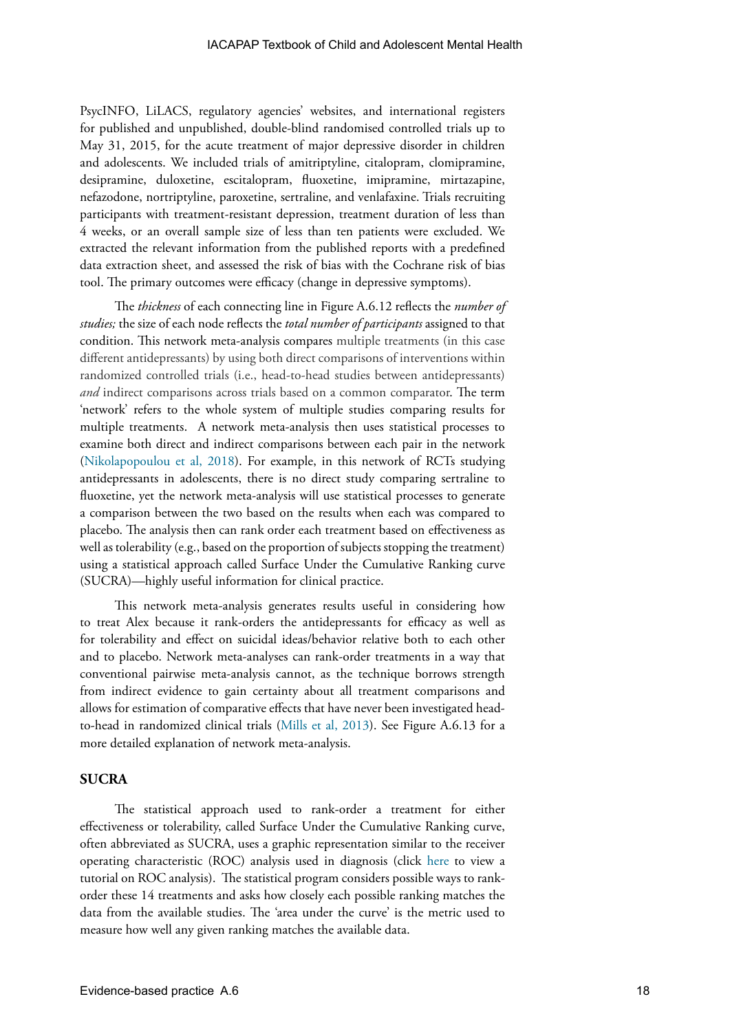PsycINFO, LiLACS, regulatory agencies' websites, and international registers for published and unpublished, double-blind randomised controlled trials up to May 31, 2015, for the acute treatment of major depressive disorder in children and adolescents. We included trials of amitriptyline, citalopram, clomipramine, desipramine, duloxetine, escitalopram, fluoxetine, imipramine, mirtazapine, nefazodone, nortriptyline, paroxetine, sertraline, and venlafaxine. Trials recruiting participants with treatment-resistant depression, treatment duration of less than 4 weeks, or an overall sample size of less than ten patients were excluded. We extracted the relevant information from the published reports with a predefined data extraction sheet, and assessed the risk of bias with the Cochrane risk of bias tool. The primary outcomes were efficacy (change in depressive symptoms).

The *thickness* of each connecting line in Figure A.6.12 reflects the *number of studies;* the size of each node reflects the *total number of participants* assigned to that condition. This network meta-analysis compares multiple treatments (in this case different antidepressants) by using both direct comparisons of interventions within randomized controlled trials (i.e., head-to-head studies between antidepressants) *and* indirect comparisons across trials based on a common comparator. The term 'network' refers to the whole system of multiple studies comparing results for multiple treatments. A network meta-analysis then uses statistical processes to examine both direct and indirect comparisons between each pair in the network (Nikolapopoulou et al, 2018). For example, in this network of RCTs studying antidepressants in adolescents, there is no direct study comparing sertraline to fluoxetine, yet the network meta-analysis will use statistical processes to generate a comparison between the two based on the results when each was compared to placebo. The analysis then can rank order each treatment based on effectiveness as well as tolerability (e.g., based on the proportion of subjects stopping the treatment) using a statistical approach called Surface Under the Cumulative Ranking curve (SUCRA)—highly useful information for clinical practice.

This network meta-analysis generates results useful in considering how to treat Alex because it rank-orders the antidepressants for efficacy as well as for tolerability and effect on suicidal ideas/behavior relative both to each other and to placebo. Network meta-analyses can rank-order treatments in a way that conventional pairwise meta-analysis cannot, as the technique borrows strength from indirect evidence to gain certainty about all treatment comparisons and allows for estimation of comparative effects that have never been investigated head-to-head in randomized clinical trials (Mills et al, 2013). See Figure A.6.13 for a more detailed explanation of network meta-analysis.

## SUCRA

The statistical approach used to rank-order a treatment for either effectiveness or tolerability, called Surface Under the Cumulative Ranking curve, often abbreviated as SUCRA, uses a graphic representation similar to the receiver operating characteristic (ROC) analysis used in diagnosis (click here to view a tutorial on ROC analysis). The statistical program considers possible ways to rank-order these 14 treatments and asks how closely each possible ranking matches the data from the available studies. The 'area under the curve' is the metric used to measure how well any given ranking matches the available data.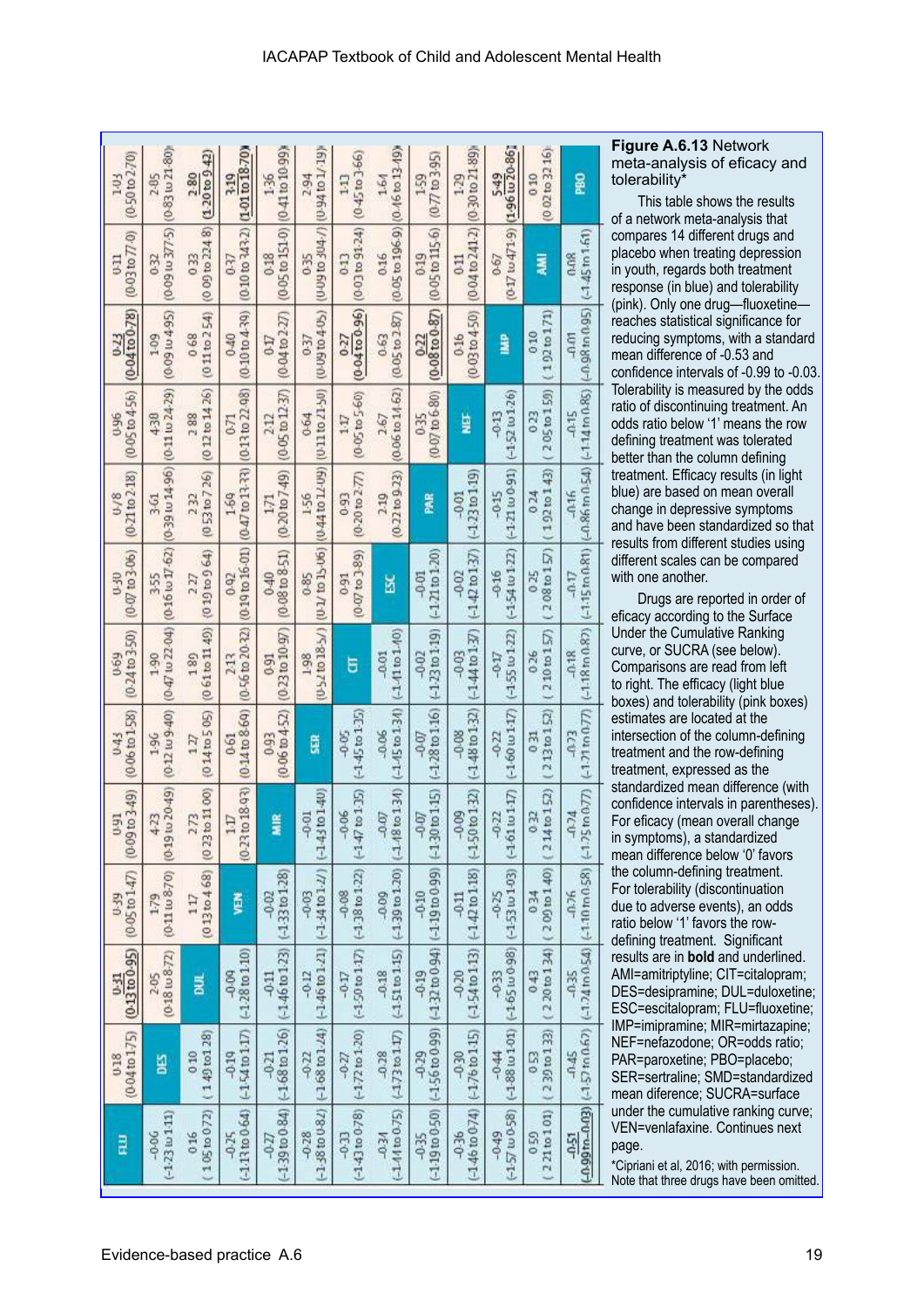| FLU | 0.18 (0.04 to 1.75) | **0.51 (0.13 to 0.95)** | 0.39 (0.05 to 1.47) | 0.91 (0.09 to 3.49) | 0.43 (0.06 to 1.58) | 0.69 (0.24 to 3.50) | 0.30 (0.07 to 3.06) | 0.78 (0.21 to 2.18) | 0.96 (0.05 to 4.56) | **0.23 (0.04 to 0.78)** | 0.11 (0.03 to 7.70) | 1.03 (0.50 to 2.70) |
|---|---|---|---|---|---|---|---|---|---|---|---|---|
| -0.06 (-1.23 to 1.11) | DES | 2.05 (0.18 to 8.72) | 1.79 (0.11 to 8.70) | 4.23 (0.19 to 20.49) | 1.96 (0.12 to 9.40) | 1.90 (0.47 to 22.04) | 3.55 (0.16 to 17.62) | 3.61 (0.39 to 14.96) | 4.38 (0.11 to 24.29) | 1.09 (0.09 to 4.95) | 0.32 (0.09 to 37.5) | 2.85 (0.83 to 21.80) |
| -0.16 (-1.05 to 0.72) | -0.10 (-1.49 to 1.28) | DUL | 1.17 (0.13 to 4.68) | 2.73 (0.23 to 11.00) | 1.27 (0.14 to 5.05) | 1.89 (0.61 to 11.49) | 2.27 (0.10 to 9.64) | 2.32 (0.53 to 7.26) | 2.88 (0.12 to 14.26) | 0.68 (0.11 to 2.54) | 0.33 (0.09 to 224.8) | **2.80 (1.20 to 9.42)** |
| -0.25 (-1.13 to 0.64) | -0.19 (-1.54 to 1.17) | -0.09 (-1.28 to 1.10) | VEN | 1.17 (0.23 to 18.93) | 0.61 (0.14 to 8.69) | 2.13 (0.56 to 20.32) | 0.92 (0.19 to 16.01) | 1.69 (0.47 to 13.33) | 0.71 (0.13 to 22.48) | 0.40 (0.10 to 4.39) | 0.37 (0.10 to 343.2) | **3.19 (1.01 to 18.70)** |
| -0.27 (-1.39 to 0.84) | -0.21 (-1.68 to 1.26) | -0.11 (-1.46 to 1.23) | -0.02 (-1.33 to 1.28) | MIR | 0.93 (0.06 to 4.52) | 0.91 (0.23 to 10.97) | 0.40 (0.08 to 8.51) | 1.71 (0.20 to 7.49) | 2.12 (0.05 to 12.37) | 0.17 (0.04 to 2.27) | 0.18 (0.05 to 151.0) | 1.36 (0.41 to 10.99) |
| -0.28 (-1.38 to 0.82) | -0.22 (-1.68 to 1.24) | -0.12 (-1.46 to 1.21) | -0.03 (-1.34 to 1.27) | -0.01 (-1.43 to 1.40) | SER | 1.98 (0.52 to 18.57) | 0.85 (0.17 to 15.06) | 1.56 (0.44 to 12.09) | 0.64 (0.11 to 21.50) | 0.37 (0.09 to 4.05) | 0.35 (0.09 to 304.7) | 2.94 (0.94 to 17.19) |
| -0.33 (-1.43 to 0.78) | -0.27 (-1.72 to 1.20) | -0.17 (-1.50 to 1.17) | -0.08 (-1.38 to 1.22) | -0.06 (-1.47 to 1.35) | -0.05 (-1.45 to 1.35) | CIT | 0.91 (0.07 to 3.89) | 0.93 (0.20 to 2.77) | 1.17 (0.05 to 5.60) | **0.27 (0.04 to 0.96)** | 0.13 (0.03 to 91.24) | 1.13 (0.45 to 3.66) |
| -0.34 (-1.44 to 0.75) | -0.28 (-1.73 to 1.17) | -0.18 (-1.51 to 1.15) | -0.09 (-1.39 to 1.20) | -0.07 (-1.48 to 1.34) | -0.06 (-1.45 to 1.34) | -0.01 (-1.41 to 1.40) | ESC | 2.19 (0.22 to 9.23) | 2.67 (0.06 to 14.62) | 0.63 (0.05 to 2.87) | 0.16 (0.05 to 196.9) | 1.64 (0.46 to 13.49) |
| -0.35 (-1.19 to 0.50) | -0.29 (-1.56 to 0.99) | -0.19 (-1.32 to 0.94) | -0.10 (-1.19 to 0.99) | -0.07 (-1.30 to 1.15) | -0.07 (-1.28 to 1.16) | -0.02 (-1.23 to 1.19) | -0.01 (-1.21 to 1.20) | PAR | 0.35 (0.07 to 6.80) | **0.22 (0.08 to 0.87)** | 0.19 (0.05 to 115.6) | 1.59 (0.77 to 3.95) |
| -0.36 (-1.46 to 0.74) | -0.30 (-1.76 to 1.15) | -0.20 (-1.54 to 1.13) | -0.11 (-1.42 to 1.18) | -0.09 (-1.50 to 1.32) | -0.08 (-1.48 to 1.32) | -0.03 (-1.44 to 1.37) | -0.02 (-1.42 to 1.37) | -0.01 (-1.23 to 1.19) | NEF | 0.16 (0.03 to 4.50) | 0.11 (0.04 to 241.2) | 1.29 (0.30 to 21.89) |
| -0.49 (-1.57 to 0.58) | -0.44 (-1.88 to 1.01) | -0.33 (-1.65 to 0.98) | -0.25 (-1.53 to 1.03) | -0.22 (-1.61 to 1.17) | -0.22 (-1.60 to 1.17) | -0.17 (-1.55 to 1.22) | -0.16 (-1.54 to 1.22) | -0.15 (-1.21 to 0.91) | -0.13 (-1.52 to 1.26) | IMP | 0.67 (0.17 to 47.9) | **5.49 (1.96 to 20.86)** |
| -0.50 (-2.21 to 1.01) | -0.53 (-2.39 to 1.33) | -0.43 (-2.20 to 1.34) | -0.34 (-2.00 to 1.40) | -0.32 (-2.14 to 1.52) | -0.31 (-2.13 to 1.52) | -0.26 (-2.10 to 1.57) | -0.25 (-2.08 to 1.57) | -0.24 (-1.92 to 1.43) | -0.23 (-2.05 to 1.59) | -0.10 (-1.92 to 1.71) | AMI | 0.10 (0.02 to 32.16) |
| **-0.51 (-0.99 to -0.03)** | -0.45 (-1.57 to 0.67) | -0.35 (-1.24 to 0.54) | -0.26 (-1.10 to 0.58) | -0.24 (-1.25 to 0.77) | -0.23 (-1.21 to 0.77) | -0.18 (-1.18 to 0.82) | -0.17 (-1.15 to 0.81) | -0.16 (-0.86 to 0.54) | -0.15 (-1.14 to 0.85) | -0.01 (-0.98 to 0.95) | 0.08 (-1.45 to 1.61) | PBO |

**Figure A.6.13** Network meta-analysis of efficacy and tolerability*

This table shows the results of a network meta-analysis that compares 14 different drugs and placebo when treating depression in youth, regards both treatment response (in blue) and tolerability (pink). Only one drug—fluoxetine—reaches statistical significance for reducing symptoms, with a standard mean difference of -0.53 and confidence intervals of -0.99 to -0.03. Tolerability is measured by the odds ratio of discontinuing treatment. An odds ratio below '1' means the row defining treatment was tolerated better than the column defining treatment. Efficacy results (in light blue) are based on mean overall change in depressive symptoms and have been standardized so that results from different studies using different scales can be compared with one another.

Drugs are reported in order of efficacy according to the Surface Under the Cumulative Ranking curve, or SUCRA (see below). Comparisons are read from left to right. The efficacy (light blue boxes) and tolerability (pink boxes) estimates are located at the intersection of the column-defining treatment and the row-defining treatment, expressed as the standardized mean difference (with confidence intervals in parentheses). For efficacy (mean overall change in symptoms), a standardized mean difference below '0' favors the column-defining treatment. For tolerability (discontinuation due to adverse events), an odds ratio below '1' favors the row-defining treatment. Significant results are in **bold** and underlined. AMI=amitriptyline; CIT=citalopram; DES=desipramine; DUL=duloxetine; ESC=escitalopram; FLU=fluoxetine; IMP=imipramine; MIR=mirtazapine; NEF=nefazodone; OR=odds ratio; PAR=paroxetine; PBO=placebo; SER=sertraline; SMD=standardized mean diference; SUCRA=surface under the cumulative ranking curve; VEN=venlafaxine. Continues next page.

*Cipriani et al, 2016; with permission. Note that three drugs have been omitted.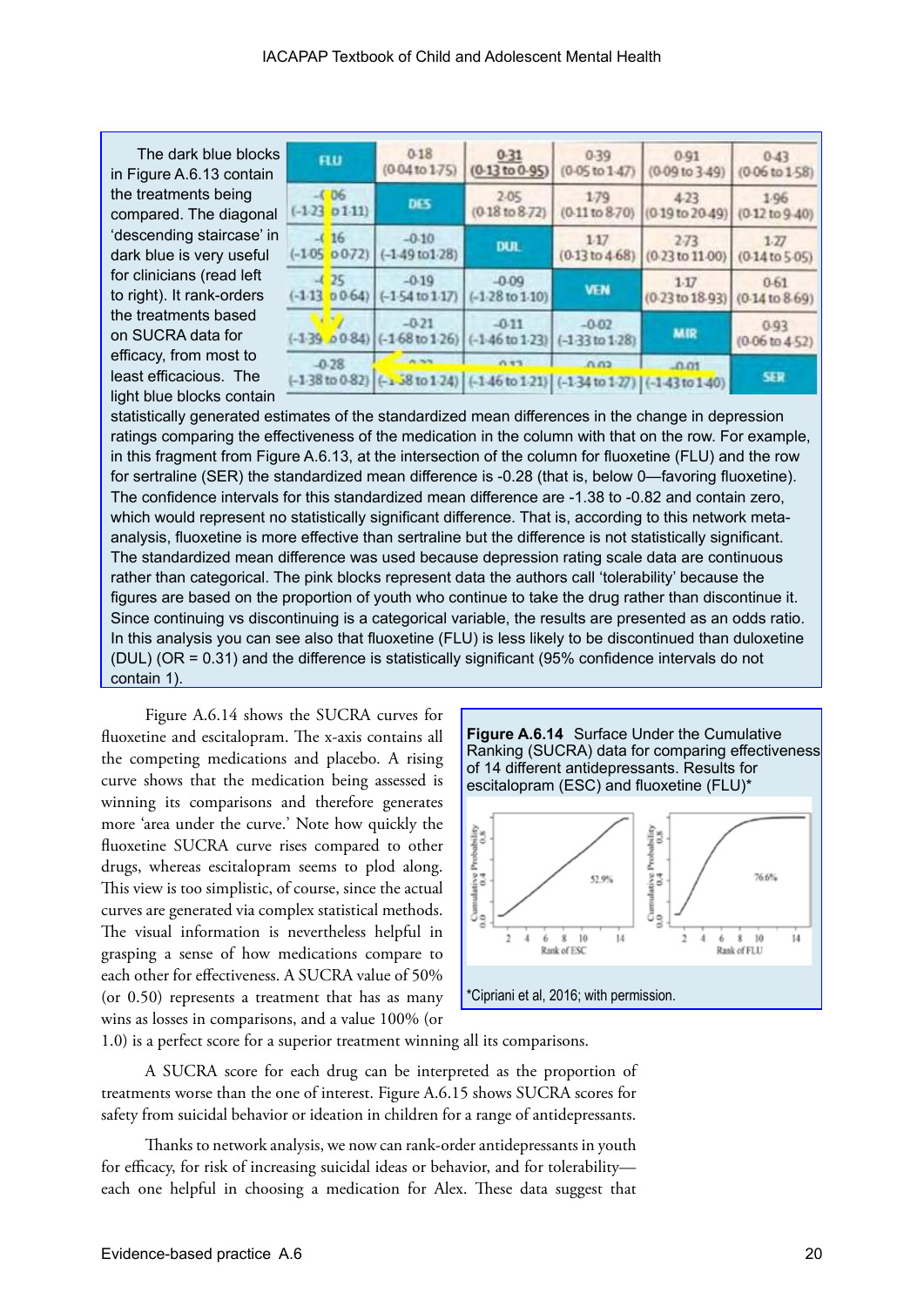The dark blue blocks in Figure A.6.13 contain the treatments being compared. The diagonal 'descending staircase' in dark blue is very useful for clinicians (read left to right). It rank-orders the treatments based on SUCRA data for efficacy, from most to least efficacious. The light blue blocks contain statistically generated estimates of the standardized mean differences in the change in depression ratings comparing the effectiveness of the medication in the column with that on the row. For example, in this fragment from Figure A.6.13, at the intersection of the column for fluoxetine (FLU) and the row for sertraline (SER) the standardized mean difference is -0.28 (that is, below 0—favoring fluoxetine). The confidence intervals for this standardized mean difference are -1.38 to -0.82 and contain zero, which would represent no statistically significant difference. That is, according to this network meta-analysis, fluoxetine is more effective than sertraline but the difference is not statistically significant. The standardized mean difference was used because depression rating scale data are continuous rather than categorical. The pink blocks represent data the authors call 'tolerability' because the figures are based on the proportion of youth who continue to take the drug rather than discontinue it. Since continuing vs discontinuing is a categorical variable, the results are presented as an odds ratio. In this analysis you can see also that fluoxetine (FLU) is less likely to be discontinued than duloxetine (DUL) (OR = 0.31) and the difference is statistically significant (95% confidence intervals do not contain 1).

| FLU | 0·18 (0·04 to 1·75) | 0·31 (0·13 to 0·95) | 0·39 (0·05 to 1·47) | 0·91 (0·09 to 3·49) | 0·43 (0·06 to 1·58) |
|---|---|---|---|---|---|
| -0·06 (-1·23 to 1·11) | DES | 2·05 (0·18 to 8·72) | 1·79 (0·11 to 8·70) | 4·23 (0·19 to 20·49) | 1·96 (0·12 to 9·40) |
| -0·16 (-1·05 to 0·72) | -0·10 (-1·49 to 1·28) | DUL | 1·17 (0·13 to 4·68) | 2·73 (0·23 to 11·00) | 1·27 (0·14 to 5·05) |
| -0·25 (-1·13 to 0·64) | -0·19 (-1·54 to 1·17) | -0·09 (-1·28 to 1·10) | VEN | 1·17 (0·23 to 18·93) | 0·61 (0·14 to 8·69) |
| -0·27 (-1·39 to 0·84) | -0·21 (-1·68 to 1·26) | -0·11 (-1·46 to 1·23) | -0·02 (-1·33 to 1·28) | MIR | 0·93 (0·06 to 4·52) |
| -0·28 (-1·38 to 0·82) | -0·22 (-1·58 to 1·24) | -0·12 (-1·46 to 1·21) | -0·03 (-1·34 to 1·27) | -0·01 (-1·43 to 1·40) | SER |

Figure A.6.14 shows the SUCRA curves for fluoxetine and escitalopram. The x-axis contains all the competing medications and placebo. A rising curve shows that the medication being assessed is winning its comparisons and therefore generates more 'area under the curve.' Note how quickly the fluoxetine SUCRA curve rises compared to other drugs, whereas escitalopram seems to plod along. This view is too simplistic, of course, since the actual curves are generated via complex statistical methods. The visual information is nevertheless helpful in grasping a sense of how medications compare to each other for effectiveness. A SUCRA value of 50% (or 0.50) represents a treatment that has as many wins as losses in comparisons, and a value 100% (or 1.0) is a perfect score for a superior treatment winning all its comparisons.

**Figure A.6.14** Surface Under the Cumulative Ranking (SUCRA) data for comparing effectiveness of 14 different antidepressants. Results for escitalopram (ESC) and fluoxetine (FLU)*

*Cipriani et al, 2016; with permission.

A SUCRA score for each drug can be interpreted as the proportion of treatments worse than the one of interest. Figure A.6.15 shows SUCRA scores for safety from suicidal behavior or ideation in children for a range of antidepressants.

Thanks to network analysis, we now can rank-order antidepressants in youth for efficacy, for risk of increasing suicidal ideas or behavior, and for tolerability—each one helpful in choosing a medication for Alex. These data suggest that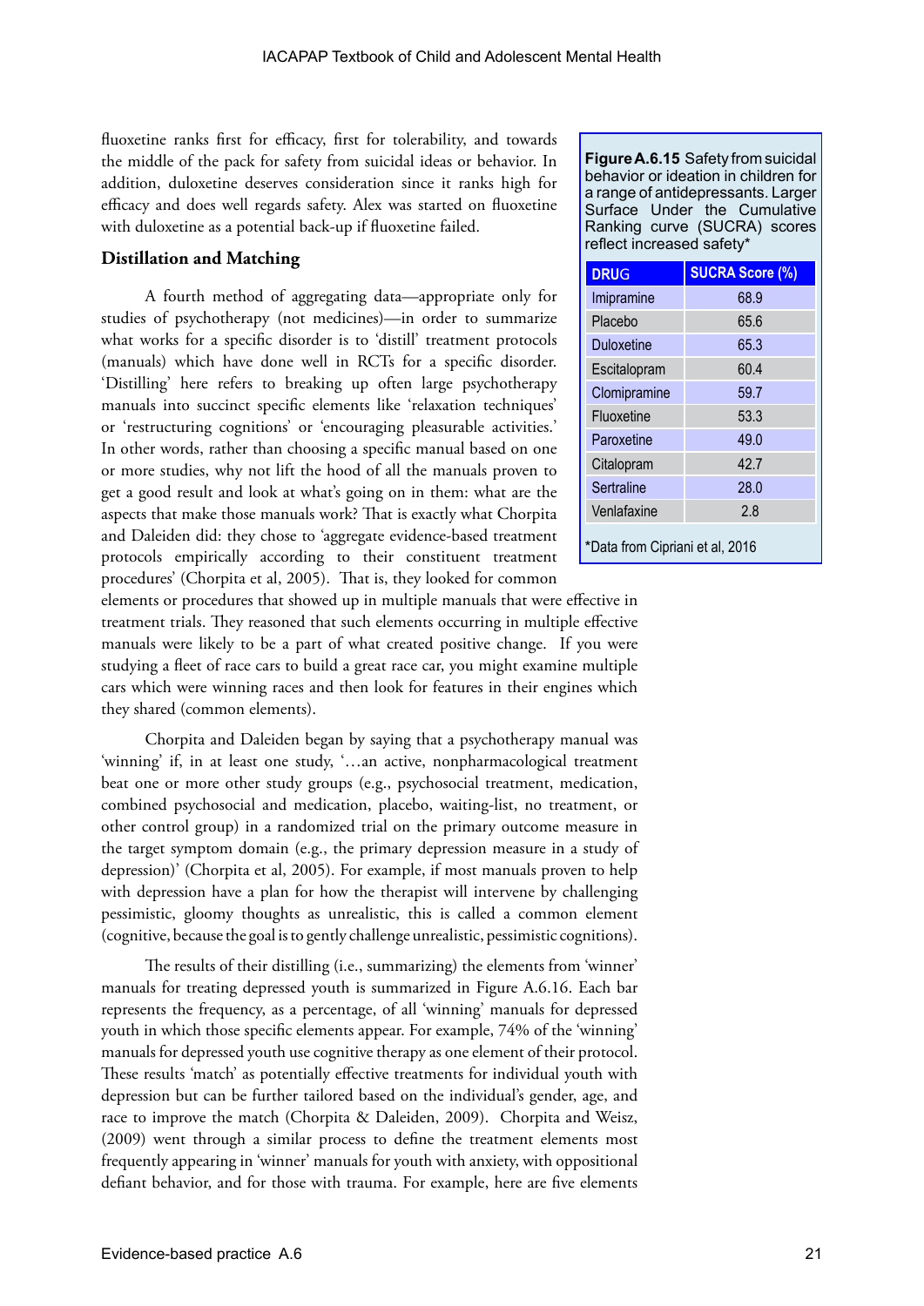fluoxetine ranks first for efficacy, first for tolerability, and towards the middle of the pack for safety from suicidal ideas or behavior. In addition, duloxetine deserves consideration since it ranks high for efficacy and does well regards safety. Alex was started on fluoxetine with duloxetine as a potential back-up if fluoxetine failed.

**Figure A.6.15** Safety from suicidal behavior or ideation in children for a range of antidepressants. Larger Surface Under the Cumulative Ranking curve (SUCRA) scores reflect increased safety*

| DRUG | SUCRA Score (%) |
|---|---|
| Imipramine | 68.9 |
| Placebo | 65.6 |
| Duloxetine | 65.3 |
| Escitalopram | 60.4 |
| Clomipramine | 59.7 |
| Fluoxetine | 53.3 |
| Paroxetine | 49.0 |
| Citalopram | 42.7 |
| Sertraline | 28.0 |
| Venlafaxine | 2.8 |

*Data from Cipriani et al, 2016

### Distillation and Matching

A fourth method of aggregating data—appropriate only for studies of psychotherapy (not medicines)—in order to summarize what works for a specific disorder is to 'distill' treatment protocols (manuals) which have done well in RCTs for a specific disorder. 'Distilling' here refers to breaking up often large psychotherapy manuals into succinct specific elements like 'relaxation techniques' or 'restructuring cognitions' or 'encouraging pleasurable activities.' In other words, rather than choosing a specific manual based on one or more studies, why not lift the hood of all the manuals proven to get a good result and look at what's going on in them: what are the aspects that make those manuals work? That is exactly what Chorpita and Daleiden did: they chose to 'aggregate evidence-based treatment protocols empirically according to their constituent treatment procedures' (Chorpita et al, 2005). That is, they looked for common elements or procedures that showed up in multiple manuals that were effective in treatment trials. They reasoned that such elements occurring in multiple effective manuals were likely to be a part of what created positive change. If you were studying a fleet of race cars to build a great race car, you might examine multiple cars which were winning races and then look for features in their engines which they shared (common elements).

Chorpita and Daleiden began by saying that a psychotherapy manual was 'winning' if, in at least one study, '…an active, nonpharmacological treatment beat one or more other study groups (e.g., psychosocial treatment, medication, combined psychosocial and medication, placebo, waiting-list, no treatment, or other control group) in a randomized trial on the primary outcome measure in the target symptom domain (e.g., the primary depression measure in a study of depression)' (Chorpita et al, 2005). For example, if most manuals proven to help with depression have a plan for how the therapist will intervene by challenging pessimistic, gloomy thoughts as unrealistic, this is called a common element (cognitive, because the goal is to gently challenge unrealistic, pessimistic cognitions).

The results of their distilling (i.e., summarizing) the elements from 'winner' manuals for treating depressed youth is summarized in Figure A.6.16. Each bar represents the frequency, as a percentage, of all 'winning' manuals for depressed youth in which those specific elements appear. For example, 74% of the 'winning' manuals for depressed youth use cognitive therapy as one element of their protocol. These results 'match' as potentially effective treatments for individual youth with depression but can be further tailored based on the individual's gender, age, and race to improve the match (Chorpita & Daleiden, 2009). Chorpita and Weisz, (2009) went through a similar process to define the treatment elements most frequently appearing in 'winner' manuals for youth with anxiety, with oppositional defiant behavior, and for those with trauma. For example, here are five elements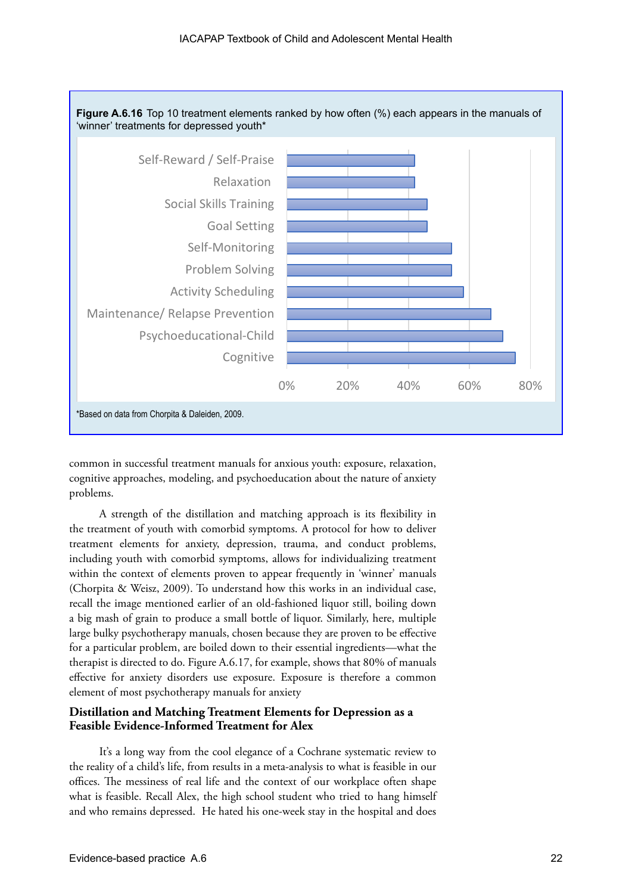**Figure A.6.16** Top 10 treatment elements ranked by how often (%) each appears in the manuals of 'winner' treatments for depressed youth*

- Self-Reward / Self-Praise
- Relaxation
- Social Skills Training
- Goal Setting
- Self-Monitoring
- Problem Solving
- Activity Scheduling
- Maintenance/ Relapse Prevention
- Psychoeducational-Child
- Cognitive

*Based on data from Chorpita & Daleiden, 2009.

common in successful treatment manuals for anxious youth: exposure, relaxation, cognitive approaches, modeling, and psychoeducation about the nature of anxiety problems.

A strength of the distillation and matching approach is its flexibility in the treatment of youth with comorbid symptoms. A protocol for how to deliver treatment elements for anxiety, depression, trauma, and conduct problems, including youth with comorbid symptoms, allows for individualizing treatment within the context of elements proven to appear frequently in 'winner' manuals (Chorpita & Weisz, 2009). To understand how this works in an individual case, recall the image mentioned earlier of an old-fashioned liquor still, boiling down a big mash of grain to produce a small bottle of liquor. Similarly, here, multiple large bulky psychotherapy manuals, chosen because they are proven to be effective for a particular problem, are boiled down to their essential ingredients—what the therapist is directed to do. Figure A.6.17, for example, shows that 80% of manuals effective for anxiety disorders use exposure. Exposure is therefore a common element of most psychotherapy manuals for anxiety

### Distillation and Matching Treatment Elements for Depression as a Feasible Evidence-Informed Treatment for Alex

It's a long way from the cool elegance of a Cochrane systematic review to the reality of a child's life, from results in a meta-analysis to what is feasible in our offices. The messiness of real life and the context of our workplace often shape what is feasible. Recall Alex, the high school student who tried to hang himself and who remains depressed. He hated his one-week stay in the hospital and does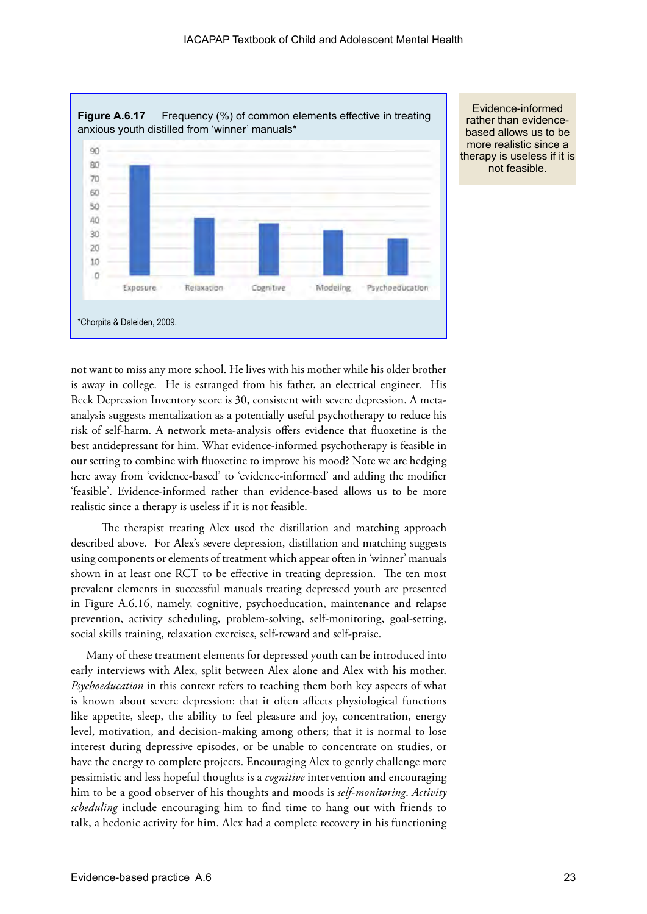**Figure A.6.17** Frequency (%) of common elements effective in treating anxious youth distilled from 'winner' manuals*

*Chorpita & Daleiden, 2009.

Evidence-informed rather than evidence-based allows us to be more realistic since a therapy is useless if it is not feasible.

not want to miss any more school. He lives with his mother while his older brother is away in college. He is estranged from his father, an electrical engineer. His Beck Depression Inventory score is 30, consistent with severe depression. A meta-analysis suggests mentalization as a potentially useful psychotherapy to reduce his risk of self-harm. A network meta-analysis offers evidence that fluoxetine is the best antidepressant for him. What evidence-informed psychotherapy is feasible in our setting to combine with fluoxetine to improve his mood? Note we are hedging here away from 'evidence-based' to 'evidence-informed' and adding the modifier 'feasible'. Evidence-informed rather than evidence-based allows us to be more realistic since a therapy is useless if it is not feasible.

The therapist treating Alex used the distillation and matching approach described above. For Alex's severe depression, distillation and matching suggests using components or elements of treatment which appear often in 'winner' manuals shown in at least one RCT to be effective in treating depression. The ten most prevalent elements in successful manuals treating depressed youth are presented in Figure A.6.16, namely, cognitive, psychoeducation, maintenance and relapse prevention, activity scheduling, problem-solving, self-monitoring, goal-setting, social skills training, relaxation exercises, self-reward and self-praise.

Many of these treatment elements for depressed youth can be introduced into early interviews with Alex, split between Alex alone and Alex with his mother. *Psychoeducation* in this context refers to teaching them both key aspects of what is known about severe depression: that it often affects physiological functions like appetite, sleep, the ability to feel pleasure and joy, concentration, energy level, motivation, and decision-making among others; that it is normal to lose interest during depressive episodes, or be unable to concentrate on studies, or have the energy to complete projects. Encouraging Alex to gently challenge more pessimistic and less hopeful thoughts is a *cognitive* intervention and encouraging him to be a good observer of his thoughts and moods is *self-monitoring*. *Activity scheduling* include encouraging him to find time to hang out with friends to talk, a hedonic activity for him. Alex had a complete recovery in his functioning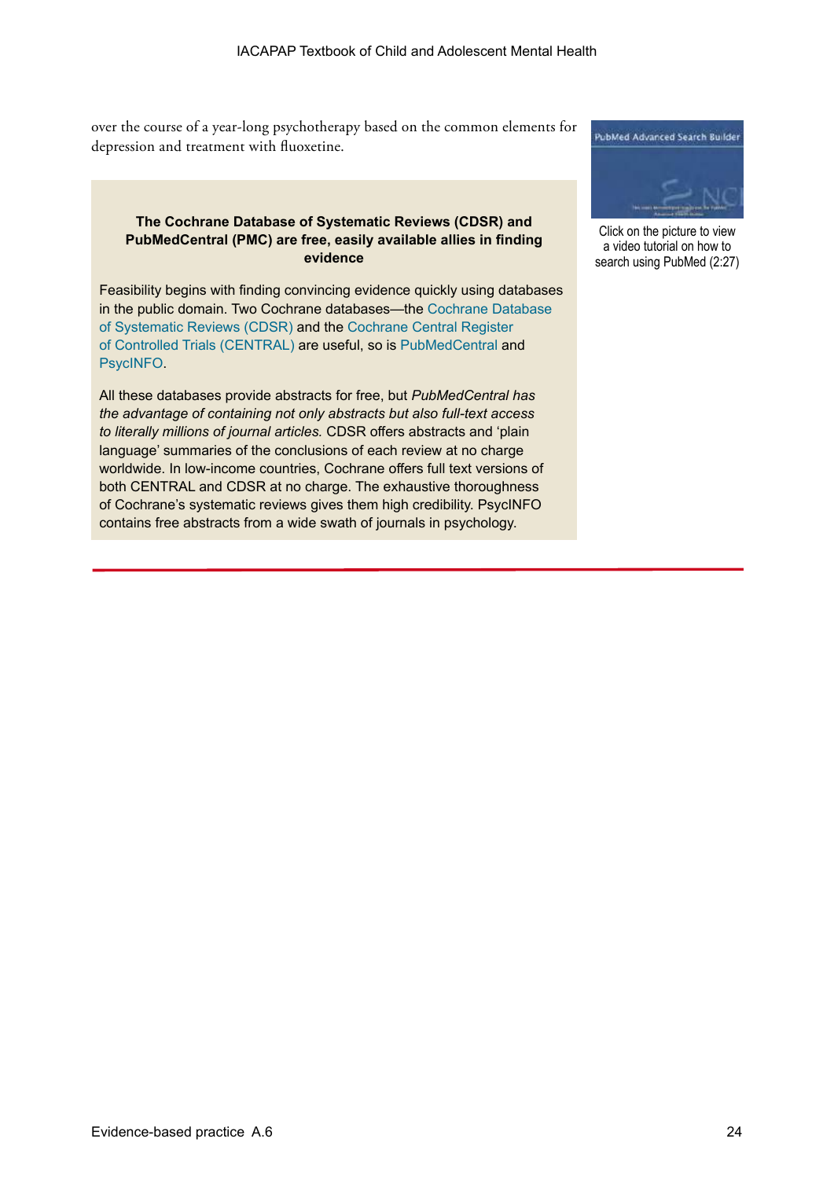over the course of a year-long psychotherapy based on the common elements for depression and treatment with fluoxetine.

Click on the picture to view a video tutorial on how to search using PubMed (2:27)

**The Cochrane Database of Systematic Reviews (CDSR) and PubMedCentral (PMC) are free, easily available allies in finding evidence**

Feasibility begins with finding convincing evidence quickly using databases in the public domain. Two Cochrane databases—the Cochrane Database of Systematic Reviews (CDSR) and the Cochrane Central Register of Controlled Trials (CENTRAL) are useful, so is PubMedCentral and PsycINFO.

All these databases provide abstracts for free, but *PubMedCentral has the advantage of containing not only abstracts but also full-text access to literally millions of journal articles.* CDSR offers abstracts and 'plain language' summaries of the conclusions of each review at no charge worldwide. In low-income countries, Cochrane offers full text versions of both CENTRAL and CDSR at no charge. The exhaustive thoroughness of Cochrane's systematic reviews gives them high credibility. PsycINFO contains free abstracts from a wide swath of journals in psychology.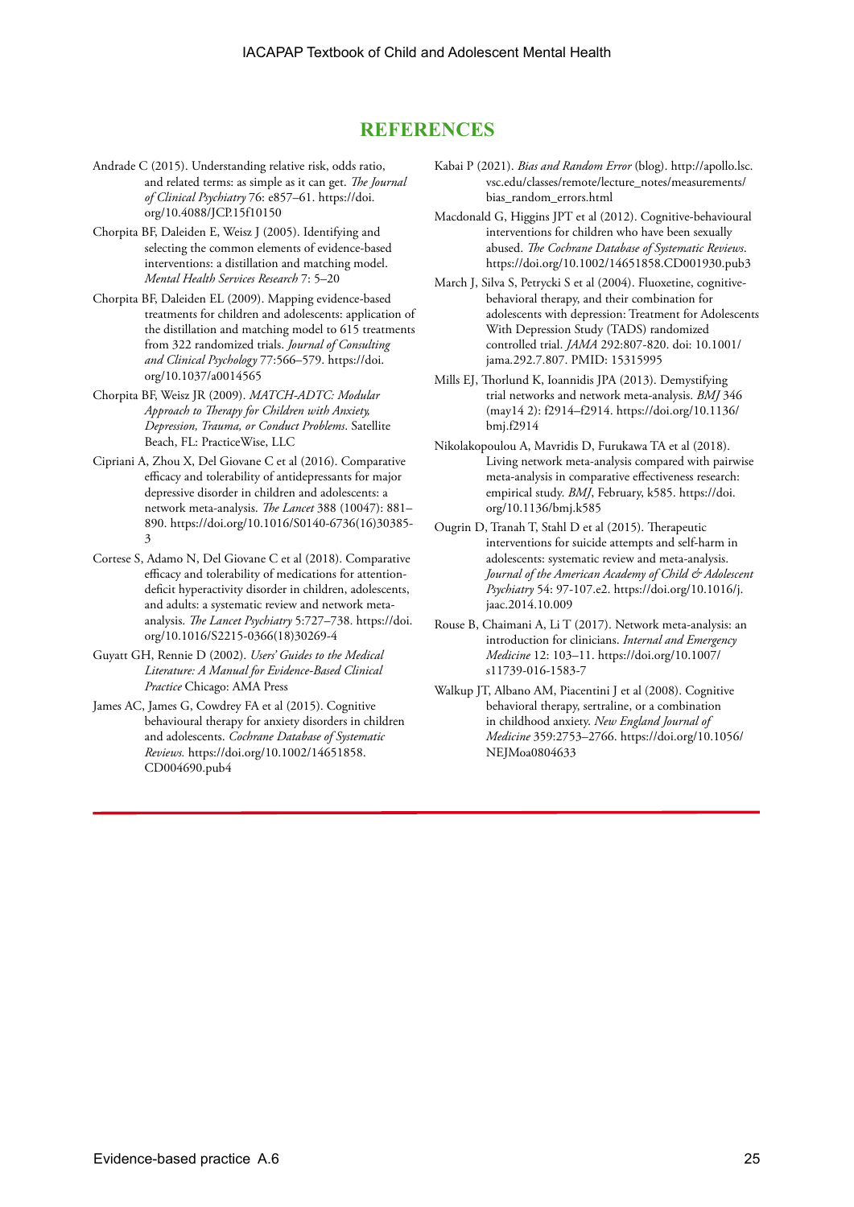## REFERENCES

Andrade C (2015). Understanding relative risk, odds ratio, and related terms: as simple as it can get. *The Journal of Clinical Psychiatry* 76: e857–61. https://doi.org/10.4088/JCP.15f10150

Chorpita BF, Daleiden E, Weisz J (2005). Identifying and selecting the common elements of evidence-based interventions: a distillation and matching model. *Mental Health Services Research* 7: 5–20

Chorpita BF, Daleiden EL (2009). Mapping evidence-based treatments for children and adolescents: application of the distillation and matching model to 615 treatments from 322 randomized trials. *Journal of Consulting and Clinical Psychology* 77:566–579. https://doi.org/10.1037/a0014565

Chorpita BF, Weisz JR (2009). *MATCH-ADTC: Modular Approach to Therapy for Children with Anxiety, Depression, Trauma, or Conduct Problems*. Satellite Beach, FL: PracticeWise, LLC

Cipriani A, Zhou X, Del Giovane C et al (2016). Comparative efficacy and tolerability of antidepressants for major depressive disorder in children and adolescents: a network meta-analysis. *The Lancet* 388 (10047): 881–890. https://doi.org/10.1016/S0140-6736(16)30385-3

Cortese S, Adamo N, Del Giovane C et al (2018). Comparative efficacy and tolerability of medications for attention-deficit hyperactivity disorder in children, adolescents, and adults: a systematic review and network meta-analysis. *The Lancet Psychiatry* 5:727–738. https://doi.org/10.1016/S2215-0366(18)30269-4

Guyatt GH, Rennie D (2002). *Users' Guides to the Medical Literature: A Manual for Evidence-Based Clinical Practice* Chicago: AMA Press

James AC, James G, Cowdrey FA et al (2015). Cognitive behavioural therapy for anxiety disorders in children and adolescents. *Cochrane Database of Systematic Reviews.* https://doi.org/10.1002/14651858.CD004690.pub4

Kabai P (2021). *Bias and Random Error* (blog). http://apollo.lsc.vsc.edu/classes/remote/lecture_notes/measurements/bias_random_errors.html

Macdonald G, Higgins JPT et al (2012). Cognitive-behavioural interventions for children who have been sexually abused. *The Cochrane Database of Systematic Reviews*. https://doi.org/10.1002/14651858.CD001930.pub3

March J, Silva S, Petrycki S et al (2004). Fluoxetine, cognitive-behavioral therapy, and their combination for adolescents with depression: Treatment for Adolescents With Depression Study (TADS) randomized controlled trial. *JAMA* 292:807-820. doi: 10.1001/jama.292.7.807. PMID: 15315995

Mills EJ, Thorlund K, Ioannidis JPA (2013). Demystifying trial networks and network meta-analysis. *BMJ* 346 (may14 2): f2914–f2914. https://doi.org/10.1136/bmj.f2914

Nikolakopoulou A, Mavridis D, Furukawa TA et al (2018). Living network meta-analysis compared with pairwise meta-analysis in comparative effectiveness research: empirical study. *BMJ*, February, k585. https://doi.org/10.1136/bmj.k585

Ougrin D, Tranah T, Stahl D et al (2015). Therapeutic interventions for suicide attempts and self-harm in adolescents: systematic review and meta-analysis. *Journal of the American Academy of Child & Adolescent Psychiatry* 54: 97-107.e2. https://doi.org/10.1016/j.jaac.2014.10.009

Rouse B, Chaimani A, Li T (2017). Network meta-analysis: an introduction for clinicians. *Internal and Emergency Medicine* 12: 103–11. https://doi.org/10.1007/s11739-016-1583-7

Walkup JT, Albano AM, Piacentini J et al (2008). Cognitive behavioral therapy, sertraline, or a combination in childhood anxiety. *New England Journal of Medicine* 359:2753–2766. https://doi.org/10.1056/NEJMoa0804633